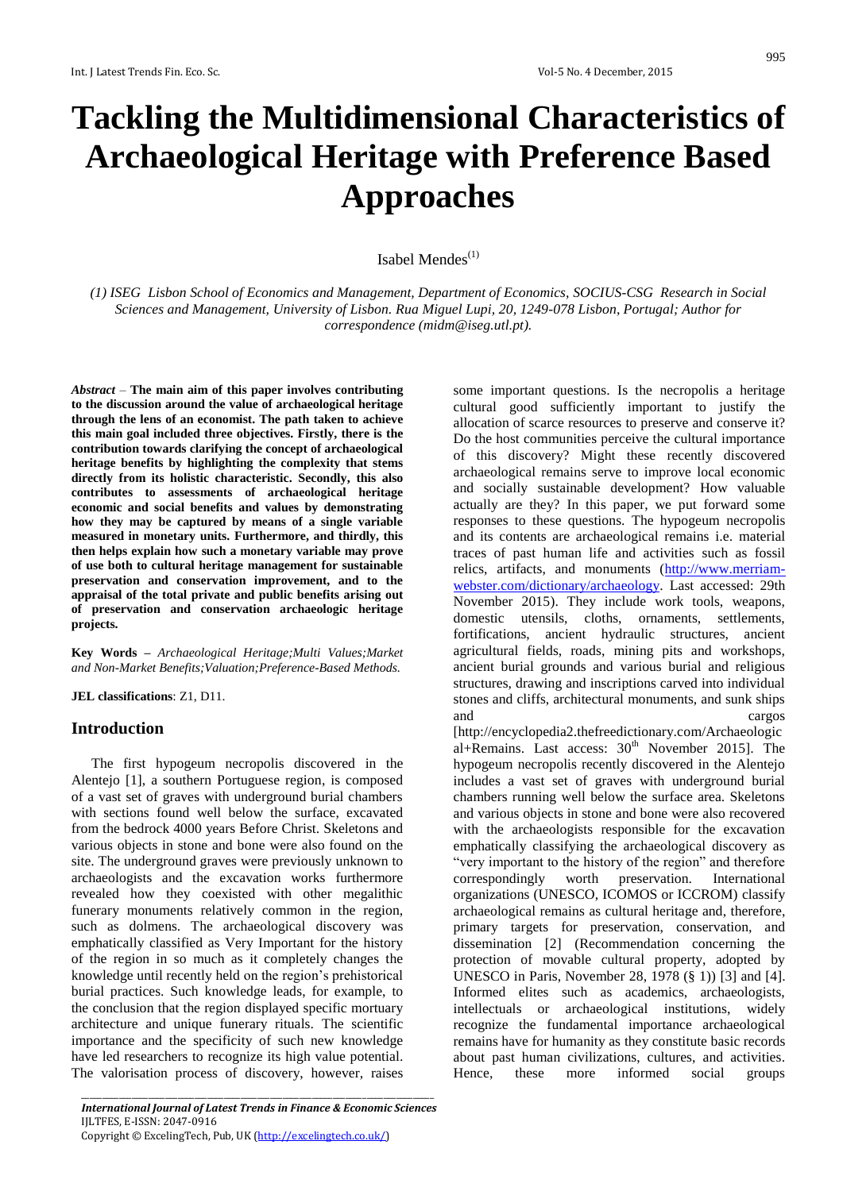# Tackling the Multidimensional Characteristics of Archaeological Heritage with Preference Based Approaches

Isabel Mendes[(1)]

*(1) ISEG Lisbon School of Economics and Management, Department of Economics, SOCIUS-CSG Research in Social Sciences and Management, University of Lisbon. Rua Miguel Lupi, 20, 1249-078 Lisbon, Portugal; Author for correspondence (midm@iseg.utl.pt).*

***Abstract*** – **The main aim of this paper involves contributing to the discussion around the value of archaeological heritage through the lens of an economist. The path taken to achieve this main goal included three objectives. Firstly, there is the contribution towards clarifying the concept of archaeological heritage benefits by highlighting the complexity that stems directly from its holistic characteristic. Secondly, this also contributes to assessments of archaeological heritage economic and social benefits and values by demonstrating how they may be captured by means of a single variable measured in monetary units. Furthermore, and thirdly, this then helps explain how such a monetary variable may prove of use both to cultural heritage management for sustainable preservation and conservation improvement, and to the appraisal of the total private and public benefits arising out of preservation and conservation archaeologic heritage projects.**

**Key Words –** *Archaeological Heritage;Multi Values;Market and Non-Market Benefits;Valuation;Preference-Based Methods.*

**JEL classifications**: Z1, D11.

## Introduction

The first hypogeum necropolis discovered in the Alentejo [1], a southern Portuguese region, is composed of a vast set of graves with underground burial chambers with sections found well below the surface, excavated from the bedrock 4000 years Before Christ. Skeletons and various objects in stone and bone were also found on the site. The underground graves were previously unknown to archaeologists and the excavation works furthermore revealed how they coexisted with other megalithic funerary monuments relatively common in the region, such as dolmens. The archaeological discovery was emphatically classified as Very Important for the history of the region in so much as it completely changes the knowledge until recently held on the region's prehistorical burial practices. Such knowledge leads, for example, to the conclusion that the region displayed specific mortuary architecture and unique funerary rituals. The scientific importance and the specificity of such new knowledge have led researchers to recognize its high value potential. The valorisation process of discovery, however, raises some important questions. Is the necropolis a heritage cultural good sufficiently important to justify the allocation of scarce resources to preserve and conserve it? Do the host communities perceive the cultural importance of this discovery? Might these recently discovered archaeological remains serve to improve local economic and socially sustainable development? How valuable actually are they? In this paper, we put forward some responses to these questions. The hypogeum necropolis and its contents are archaeological remains i.e. material traces of past human life and activities such as fossil relics, artifacts, and monuments (http://www.merriam-webster.com/dictionary/archaeology. Last accessed: 29th November 2015). They include work tools, weapons, domestic utensils, cloths, ornaments, settlements, fortifications, ancient hydraulic structures, ancient agricultural fields, roads, mining pits and workshops, ancient burial grounds and various burial and religious structures, drawing and inscriptions carved into individual stones and cliffs, architectural monuments, and sunk ships and cargos [http://encyclopedia2.thefreedictionary.com/Archaeological+Remains. Last access: 30th November 2015]. The hypogeum necropolis recently discovered in the Alentejo includes a vast set of graves with underground burial chambers running well below the surface area. Skeletons and various objects in stone and bone were also recovered with the archaeologists responsible for the excavation emphatically classifying the archaeological discovery as "very important to the history of the region" and therefore correspondingly worth preservation. International organizations (UNESCO, ICOMOS or ICCROM) classify archaeological remains as cultural heritage and, therefore, primary targets for preservation, conservation, and dissemination [2] (Recommendation concerning the protection of movable cultural property, adopted by UNESCO in Paris, November 28, 1978 (§ 1)) [3] and [4]. Informed elites such as academics, archaeologists, intellectuals or archaeological institutions, widely recognize the fundamental importance archaeological remains have for humanity as they constitute basic records about past human civilizations, cultures, and activities. Hence, these more informed social groups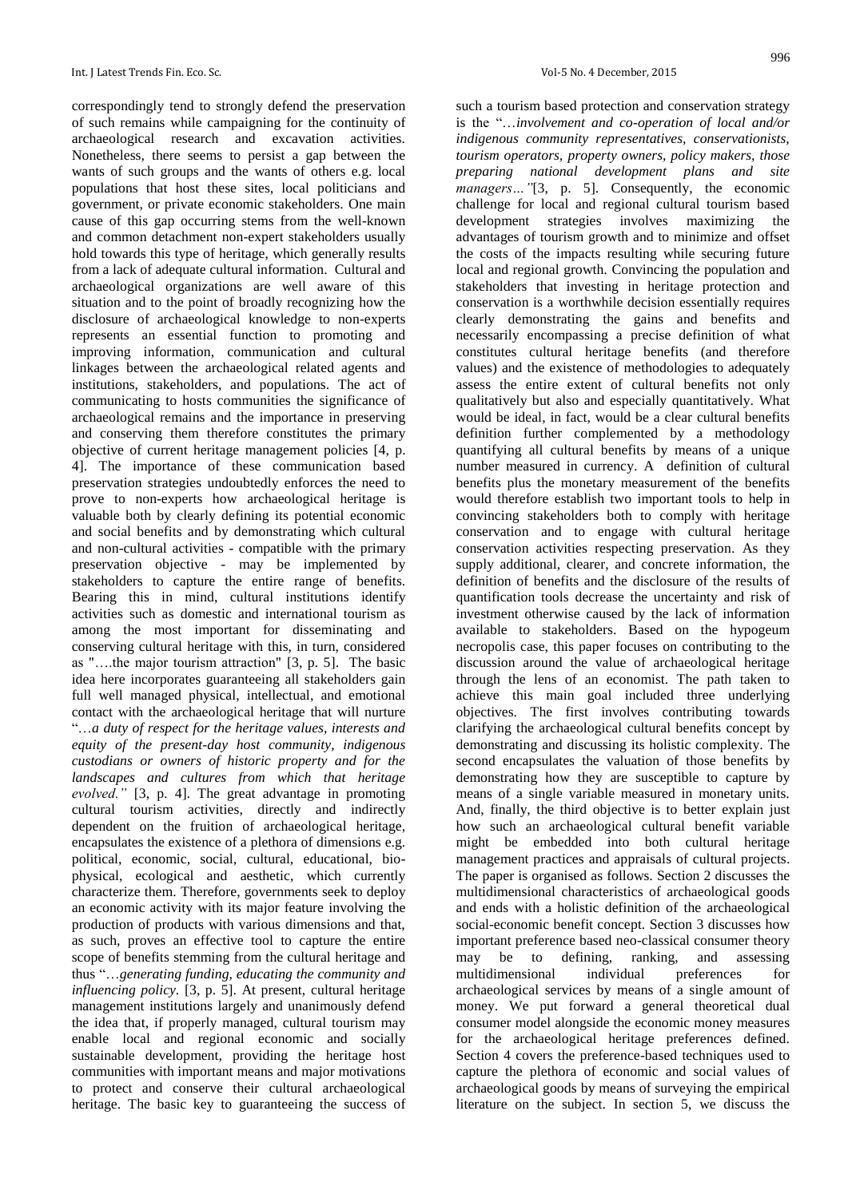correspondingly tend to strongly defend the preservation of such remains while campaigning for the continuity of archaeological research and excavation activities. Nonetheless, there seems to persist a gap between the wants of such groups and the wants of others e.g. local populations that host these sites, local politicians and government, or private economic stakeholders. One main cause of this gap occurring stems from the well-known and common detachment non-expert stakeholders usually hold towards this type of heritage, which generally results from a lack of adequate cultural information. Cultural and archaeological organizations are well aware of this situation and to the point of broadly recognizing how the disclosure of archaeological knowledge to non-experts represents an essential function to promoting and improving information, communication and cultural linkages between the archaeological related agents and institutions, stakeholders, and populations. The act of communicating to hosts communities the significance of archaeological remains and the importance in preserving and conserving them therefore constitutes the primary objective of current heritage management policies [4, p. 4]. The importance of these communication based preservation strategies undoubtedly enforces the need to prove to non-experts how archaeological heritage is valuable both by clearly defining its potential economic and social benefits and by demonstrating which cultural and non-cultural activities - compatible with the primary preservation objective - may be implemented by stakeholders to capture the entire range of benefits. Bearing this in mind, cultural institutions identify activities such as domestic and international tourism as among the most important for disseminating and conserving cultural heritage with this, in turn, considered as "….the major tourism attraction" [3, p. 5]. The basic idea here incorporates guaranteeing all stakeholders gain full well managed physical, intellectual, and emotional contact with the archaeological heritage that will nurture "…*a duty of respect for the heritage values, interests and equity of the present-day host community, indigenous custodians or owners of historic property and for the landscapes and cultures from which that heritage evolved.*" [3, p. 4]. The great advantage in promoting cultural tourism activities, directly and indirectly dependent on the fruition of archaeological heritage, encapsulates the existence of a plethora of dimensions e.g. political, economic, social, cultural, educational, bio-physical, ecological and aesthetic, which currently characterize them. Therefore, governments seek to deploy an economic activity with its major feature involving the production of products with various dimensions and that, as such, proves an effective tool to capture the entire scope of benefits stemming from the cultural heritage and thus "…*generating funding, educating the community and influencing policy.* [3, p. 5]. At present, cultural heritage management institutions largely and unanimously defend the idea that, if properly managed, cultural tourism may enable local and regional economic and socially sustainable development, providing the heritage host communities with important means and major motivations to protect and conserve their cultural archaeological heritage. The basic key to guaranteeing the success of such a tourism based protection and conservation strategy is the "…*involvement and co-operation of local and/or indigenous community representatives, conservationists, tourism operators, property owners, policy makers, those preparing national development plans and site managers…"*[3, p. 5]. Consequently, the economic challenge for local and regional cultural tourism based development strategies involves maximizing the advantages of tourism growth and to minimize and offset the costs of the impacts resulting while securing future local and regional growth. Convincing the population and stakeholders that investing in heritage protection and conservation is a worthwhile decision essentially requires clearly demonstrating the gains and benefits and necessarily encompassing a precise definition of what constitutes cultural heritage benefits (and therefore values) and the existence of methodologies to adequately assess the entire extent of cultural benefits not only qualitatively but also and especially quantitatively. What would be ideal, in fact, would be a clear cultural benefits definition further complemented by a methodology quantifying all cultural benefits by means of a unique number measured in currency. A definition of cultural benefits plus the monetary measurement of the benefits would therefore establish two important tools to help in convincing stakeholders both to comply with heritage conservation and to engage with cultural heritage conservation activities respecting preservation. As they supply additional, clearer, and concrete information, the definition of benefits and the disclosure of the results of quantification tools decrease the uncertainty and risk of investment otherwise caused by the lack of information available to stakeholders. Based on the hypogeum necropolis case, this paper focuses on contributing to the discussion around the value of archaeological heritage through the lens of an economist. The path taken to achieve this main goal included three underlying objectives. The first involves contributing towards clarifying the archaeological cultural benefits concept by demonstrating and discussing its holistic complexity. The second encapsulates the valuation of those benefits by demonstrating how they are susceptible to capture by means of a single variable measured in monetary units. And, finally, the third objective is to better explain just how such an archaeological cultural benefit variable might be embedded into both cultural heritage management practices and appraisals of cultural projects. The paper is organised as follows. Section 2 discusses the multidimensional characteristics of archaeological goods and ends with a holistic definition of the archaeological social-economic benefit concept. Section 3 discusses how important preference based neo-classical consumer theory may be to defining, ranking, and assessing multidimensional individual preferences for archaeological services by means of a single amount of money. We put forward a general theoretical dual consumer model alongside the economic money measures for the archaeological heritage preferences defined. Section 4 covers the preference-based techniques used to capture the plethora of economic and social values of archaeological goods by means of surveying the empirical literature on the subject. In section 5, we discuss the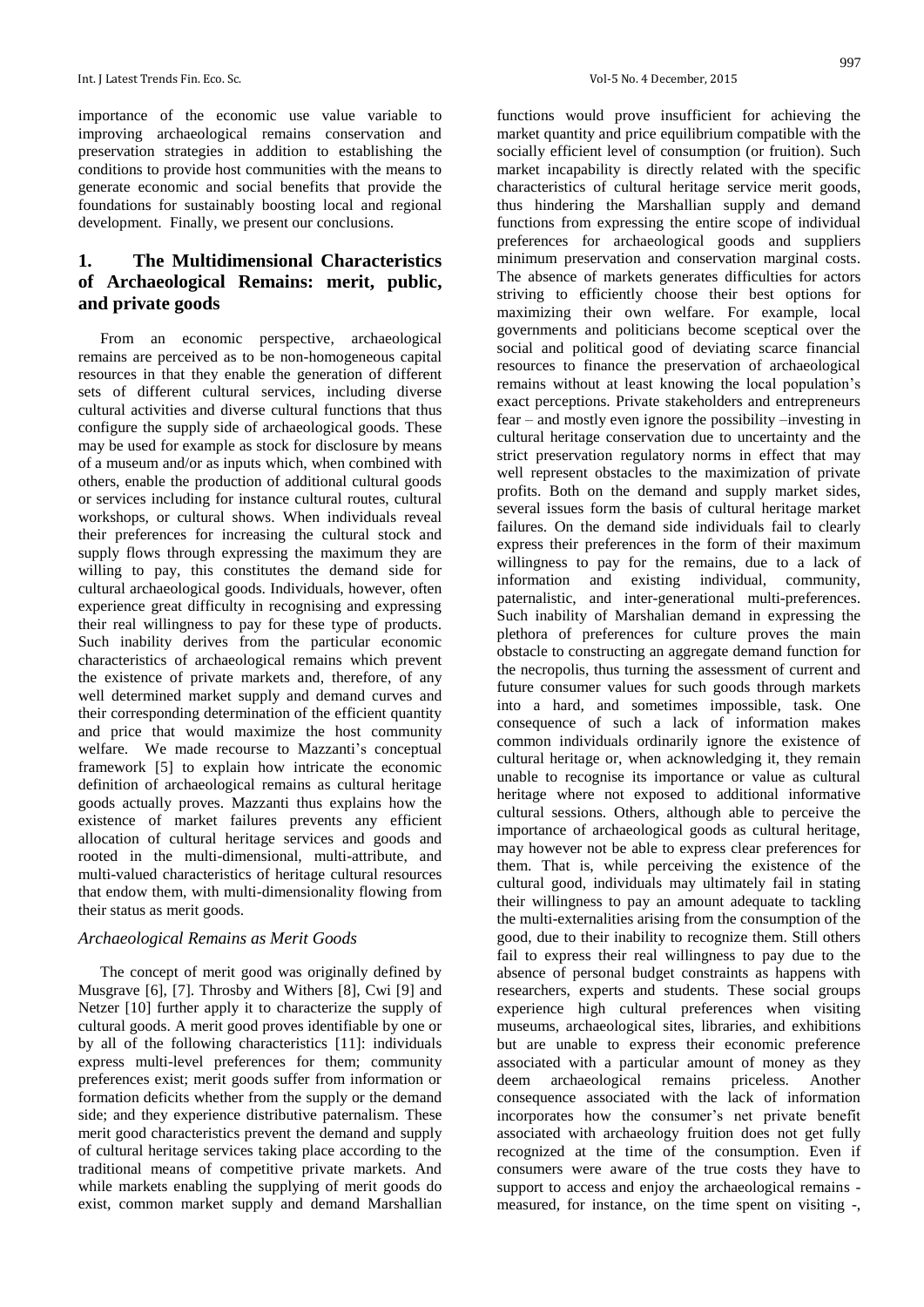importance of the economic use value variable to improving archaeological remains conservation and preservation strategies in addition to establishing the conditions to provide host communities with the means to generate economic and social benefits that provide the foundations for sustainably boosting local and regional development. Finally, we present our conclusions.

## 1. The Multidimensional Characteristics of Archaeological Remains: merit, public, and private goods

From an economic perspective, archaeological remains are perceived as to be non-homogeneous capital resources in that they enable the generation of different sets of different cultural services, including diverse cultural activities and diverse cultural functions that thus configure the supply side of archaeological goods. These may be used for example as stock for disclosure by means of a museum and/or as inputs which, when combined with others, enable the production of additional cultural goods or services including for instance cultural routes, cultural workshops, or cultural shows. When individuals reveal their preferences for increasing the cultural stock and supply flows through expressing the maximum they are willing to pay, this constitutes the demand side for cultural archaeological goods. Individuals, however, often experience great difficulty in recognising and expressing their real willingness to pay for these type of products. Such inability derives from the particular economic characteristics of archaeological remains which prevent the existence of private markets and, therefore, of any well determined market supply and demand curves and their corresponding determination of the efficient quantity and price that would maximize the host community welfare. We made recourse to Mazzanti's conceptual framework [5] to explain how intricate the economic definition of archaeological remains as cultural heritage goods actually proves. Mazzanti thus explains how the existence of market failures prevents any efficient allocation of cultural heritage services and goods and rooted in the multi-dimensional, multi-attribute, and multi-valued characteristics of heritage cultural resources that endow them, with multi-dimensionality flowing from their status as merit goods.

### *Archaeological Remains as Merit Goods*

The concept of merit good was originally defined by Musgrave [6], [7]. Throsby and Withers [8], Cwi [9] and Netzer [10] further apply it to characterize the supply of cultural goods. A merit good proves identifiable by one or by all of the following characteristics [11]: individuals express multi-level preferences for them; community preferences exist; merit goods suffer from information or formation deficits whether from the supply or the demand side; and they experience distributive paternalism. These merit good characteristics prevent the demand and supply of cultural heritage services taking place according to the traditional means of competitive private markets. And while markets enabling the supplying of merit goods do exist, common market supply and demand Marshallian functions would prove insufficient for achieving the market quantity and price equilibrium compatible with the socially efficient level of consumption (or fruition). Such market incapability is directly related with the specific characteristics of cultural heritage service merit goods, thus hindering the Marshallian supply and demand functions from expressing the entire scope of individual preferences for archaeological goods and suppliers minimum preservation and conservation marginal costs. The absence of markets generates difficulties for actors striving to efficiently choose their best options for maximizing their own welfare. For example, local governments and politicians become sceptical over the social and political good of deviating scarce financial resources to finance the preservation of archaeological remains without at least knowing the local population's exact perceptions. Private stakeholders and entrepreneurs fear – and mostly even ignore the possibility –investing in cultural heritage conservation due to uncertainty and the strict preservation regulatory norms in effect that may well represent obstacles to the maximization of private profits. Both on the demand and supply market sides, several issues form the basis of cultural heritage market failures. On the demand side individuals fail to clearly express their preferences in the form of their maximum willingness to pay for the remains, due to a lack of information and existing individual, community, paternalistic, and inter-generational multi-preferences. Such inability of Marshalian demand in expressing the plethora of preferences for culture proves the main obstacle to constructing an aggregate demand function for the necropolis, thus turning the assessment of current and future consumer values for such goods through markets into a hard, and sometimes impossible, task. One consequence of such a lack of information makes common individuals ordinarily ignore the existence of cultural heritage or, when acknowledging it, they remain unable to recognise its importance or value as cultural heritage where not exposed to additional informative cultural sessions. Others, although able to perceive the importance of archaeological goods as cultural heritage, may however not be able to express clear preferences for them. That is, while perceiving the existence of the cultural good, individuals may ultimately fail in stating their willingness to pay an amount adequate to tackling the multi-externalities arising from the consumption of the good, due to their inability to recognize them. Still others fail to express their real willingness to pay due to the absence of personal budget constraints as happens with researchers, experts and students. These social groups experience high cultural preferences when visiting museums, archaeological sites, libraries, and exhibitions but are unable to express their economic preference associated with a particular amount of money as they deem archaeological remains priceless. Another consequence associated with the lack of information incorporates how the consumer's net private benefit associated with archaeology fruition does not get fully recognized at the time of the consumption. Even if consumers were aware of the true costs they have to support to access and enjoy the archaeological remains - measured, for instance, on the time spent on visiting -,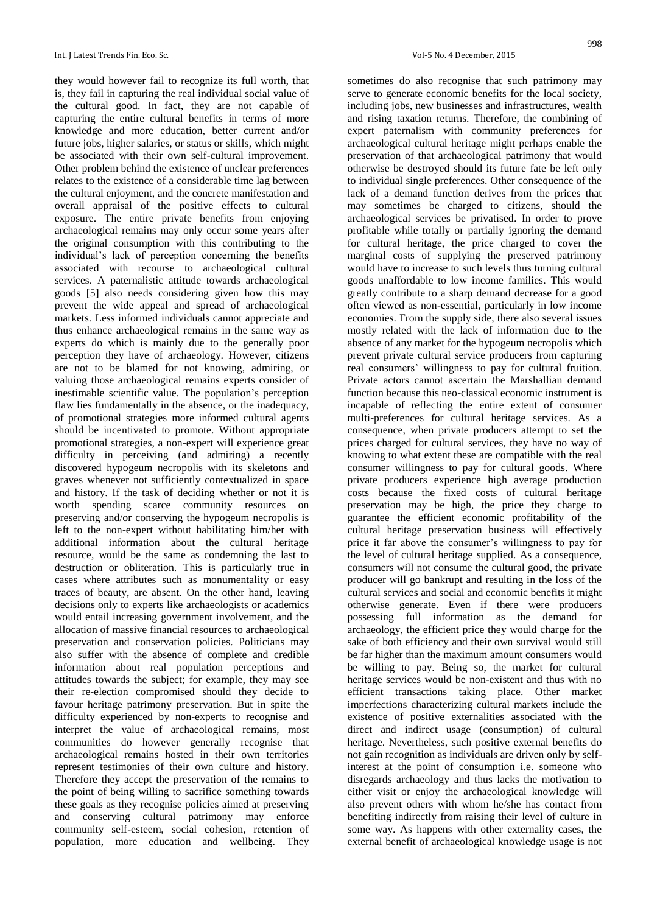they would however fail to recognize its full worth, that is, they fail in capturing the real individual social value of the cultural good. In fact, they are not capable of capturing the entire cultural benefits in terms of more knowledge and more education, better current and/or future jobs, higher salaries, or status or skills, which might be associated with their own self-cultural improvement. Other problem behind the existence of unclear preferences relates to the existence of a considerable time lag between the cultural enjoyment, and the concrete manifestation and overall appraisal of the positive effects to cultural exposure. The entire private benefits from enjoying archaeological remains may only occur some years after the original consumption with this contributing to the individual's lack of perception concerning the benefits associated with recourse to archaeological cultural services. A paternalistic attitude towards archaeological goods [5] also needs considering given how this may prevent the wide appeal and spread of archaeological markets. Less informed individuals cannot appreciate and thus enhance archaeological remains in the same way as experts do which is mainly due to the generally poor perception they have of archaeology. However, citizens are not to be blamed for not knowing, admiring, or valuing those archaeological remains experts consider of inestimable scientific value. The population's perception flaw lies fundamentally in the absence, or the inadequacy, of promotional strategies more informed cultural agents should be incentivated to promote. Without appropriate promotional strategies, a non-expert will experience great difficulty in perceiving (and admiring) a recently discovered hypogeum necropolis with its skeletons and graves whenever not sufficiently contextualized in space and history. If the task of deciding whether or not it is worth spending scarce community resources on preserving and/or conserving the hypogeum necropolis is left to the non-expert without habilitating him/her with additional information about the cultural heritage resource, would be the same as condemning the last to destruction or obliteration. This is particularly true in cases where attributes such as monumentality or easy traces of beauty, are absent. On the other hand, leaving decisions only to experts like archaeologists or academics would entail increasing government involvement, and the allocation of massive financial resources to archaeological preservation and conservation policies. Politicians may also suffer with the absence of complete and credible information about real population perceptions and attitudes towards the subject; for example, they may see their re-election compromised should they decide to favour heritage patrimony preservation. But in spite the difficulty experienced by non-experts to recognise and interpret the value of archaeological remains, most communities do however generally recognise that archaeological remains hosted in their own territories represent testimonies of their own culture and history. Therefore they accept the preservation of the remains to the point of being willing to sacrifice something towards these goals as they recognise policies aimed at preserving and conserving cultural patrimony may enforce community self-esteem, social cohesion, retention of population, more education and wellbeing. They sometimes do also recognise that such patrimony may serve to generate economic benefits for the local society, including jobs, new businesses and infrastructures, wealth and rising taxation returns. Therefore, the combining of expert paternalism with community preferences for archaeological cultural heritage might perhaps enable the preservation of that archaeological patrimony that would otherwise be destroyed should its future fate be left only to individual single preferences. Other consequence of the lack of a demand function derives from the prices that may sometimes be charged to citizens, should the archaeological services be privatised. In order to prove profitable while totally or partially ignoring the demand for cultural heritage, the price charged to cover the marginal costs of supplying the preserved patrimony would have to increase to such levels thus turning cultural goods unaffordable to low income families. This would greatly contribute to a sharp demand decrease for a good often viewed as non-essential, particularly in low income economies. From the supply side, there also several issues mostly related with the lack of information due to the absence of any market for the hypogeum necropolis which prevent private cultural service producers from capturing real consumers' willingness to pay for cultural fruition. Private actors cannot ascertain the Marshallian demand function because this neo-classical economic instrument is incapable of reflecting the entire extent of consumer multi-preferences for cultural heritage services. As a consequence, when private producers attempt to set the prices charged for cultural services, they have no way of knowing to what extent these are compatible with the real consumer willingness to pay for cultural goods. Where private producers experience high average production costs because the fixed costs of cultural heritage preservation may be high, the price they charge to guarantee the efficient economic profitability of the cultural heritage preservation business will effectively price it far above the consumer's willingness to pay for the level of cultural heritage supplied. As a consequence, consumers will not consume the cultural good, the private producer will go bankrupt and resulting in the loss of the cultural services and social and economic benefits it might otherwise generate. Even if there were producers possessing full information as the demand for archaeology, the efficient price they would charge for the sake of both efficiency and their own survival would still be far higher than the maximum amount consumers would be willing to pay. Being so, the market for cultural heritage services would be non-existent and thus with no efficient transactions taking place. Other market imperfections characterizing cultural markets include the existence of positive externalities associated with the direct and indirect usage (consumption) of cultural heritage. Nevertheless, such positive external benefits do not gain recognition as individuals are driven only by self-interest at the point of consumption i.e. someone who disregards archaeology and thus lacks the motivation to either visit or enjoy the archaeological knowledge will also prevent others with whom he/she has contact from benefiting indirectly from raising their level of culture in some way. As happens with other externality cases, the external benefit of archaeological knowledge usage is not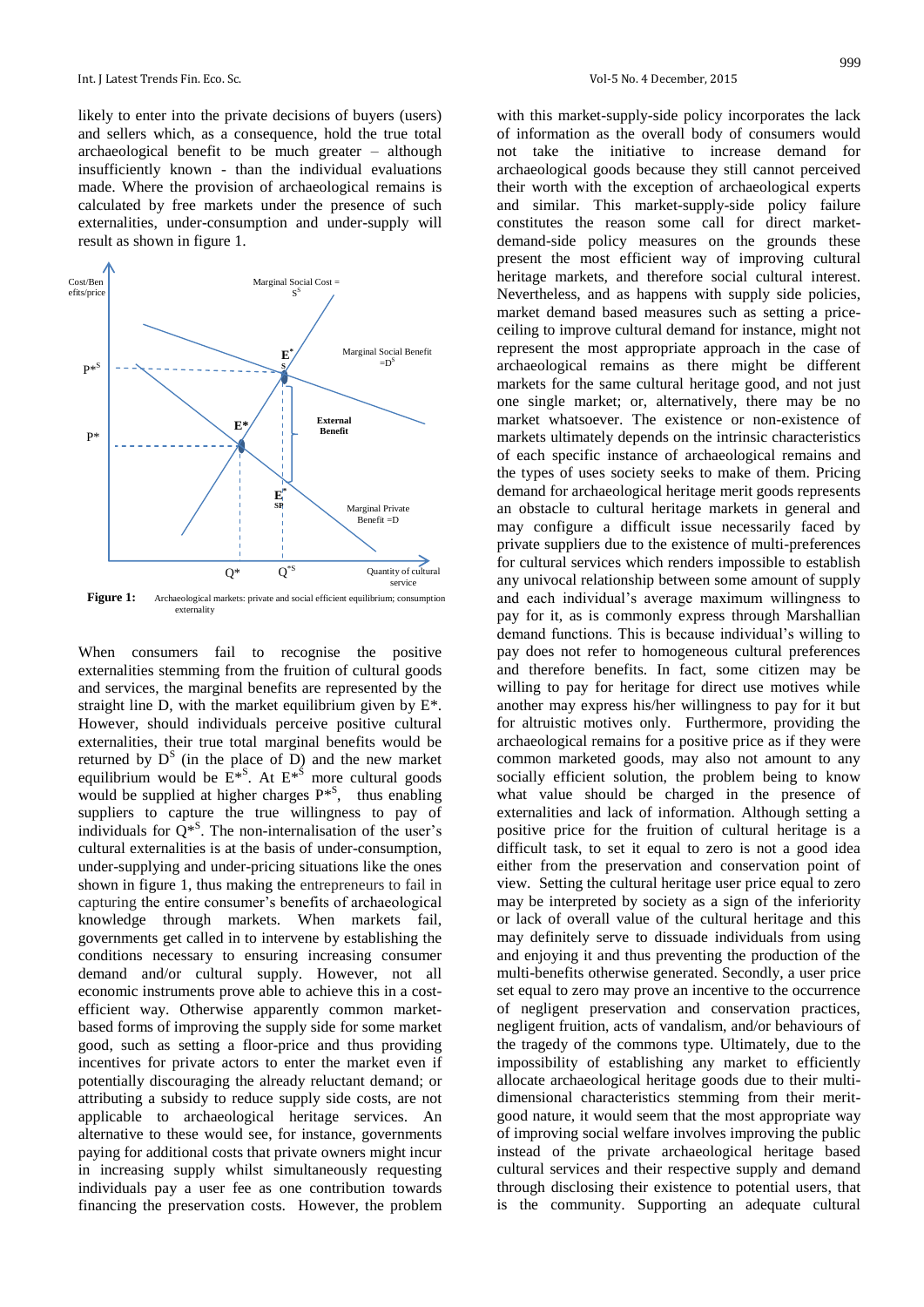likely to enter into the private decisions of buyers (users) and sellers which, as a consequence, hold the true total archaeological benefit to be much greater – although insufficiently known - than the individual evaluations made. Where the provision of archaeological remains is calculated by free markets under the presence of such externalities, under-consumption and under-supply will result as shown in figure 1.

**Figure 1:** Archaeological markets: private and social efficient equilibrium; consumption externality

When consumers fail to recognise the positive externalities stemming from the fruition of cultural goods and services, the marginal benefits are represented by the straight line D, with the market equilibrium given by E*. However, should individuals perceive positive cultural externalities, their true total marginal benefits would be returned by $D^S$ (in the place of D) and the new market equilibrium would be $E^{*S}$. At $E^{*S}$ more cultural goods would be supplied at higher charges $P^{*S}$, thus enabling suppliers to capture the true willingness to pay of individuals for $Q^{*S}$. The non-internalisation of the user's cultural externalities is at the basis of under-consumption, under-supplying and under-pricing situations like the ones shown in figure 1, thus making the entrepreneurs to fail in capturing the entire consumer's benefits of archaeological knowledge through markets. When markets fail, governments get called in to intervene by establishing the conditions necessary to ensuring increasing consumer demand and/or cultural supply. However, not all economic instruments prove able to achieve this in a cost-efficient way. Otherwise apparently common market-based forms of improving the supply side for some market good, such as setting a floor-price and thus providing incentives for private actors to enter the market even if potentially discouraging the already reluctant demand; or attributing a subsidy to reduce supply side costs, are not applicable to archaeological heritage services. An alternative to these would see, for instance, governments paying for additional costs that private owners might incur in increasing supply whilst simultaneously requesting individuals pay a user fee as one contribution towards financing the preservation costs. However, the problem with this market-supply-side policy incorporates the lack of information as the overall body of consumers would not take the initiative to increase demand for archaeological goods because they still cannot perceived their worth with the exception of archaeological experts and similar. This market-supply-side policy failure constitutes the reason some call for direct market-demand-side policy measures on the grounds these present the most efficient way of improving cultural heritage markets, and therefore social cultural interest. Nevertheless, and as happens with supply side policies, market demand based measures such as setting a price-ceiling to improve cultural demand for instance, might not represent the most appropriate approach in the case of archaeological remains as there might be different markets for the same cultural heritage good, and not just one single market; or, alternatively, there may be no market whatsoever. The existence or non-existence of markets ultimately depends on the intrinsic characteristics of each specific instance of archaeological remains and the types of uses society seeks to make of them. Pricing demand for archaeological heritage merit goods represents an obstacle to cultural heritage markets in general and may configure a difficult issue necessarily faced by private suppliers due to the existence of multi-preferences for cultural services which renders impossible to establish any univocal relationship between some amount of supply and each individual's average maximum willingness to pay for it, as is commonly express through Marshallian demand functions. This is because individual's willing to pay does not refer to homogeneous cultural preferences and therefore benefits. In fact, some citizen may be willing to pay for heritage for direct use motives while another may express his/her willingness to pay for it but for altruistic motives only. Furthermore, providing the archaeological remains for a positive price as if they were common marketed goods, may also not amount to any socially efficient solution, the problem being to know what value should be charged in the presence of externalities and lack of information. Although setting a positive price for the fruition of cultural heritage is a difficult task, to set it equal to zero is not a good idea either from the preservation and conservation point of view. Setting the cultural heritage user price equal to zero may be interpreted by society as a sign of the inferiority or lack of overall value of the cultural heritage and this may definitely serve to dissuade individuals from using and enjoying it and thus preventing the production of the multi-benefits otherwise generated. Secondly, a user price set equal to zero may prove an incentive to the occurrence of negligent preservation and conservation practices, negligent fruition, acts of vandalism, and/or behaviours of the tragedy of the commons type. Ultimately, due to the impossibility of establishing any market to efficiently allocate archaeological heritage goods due to their multi-dimensional characteristics stemming from their merit-good nature, it would seem that the most appropriate way of improving social welfare involves improving the public instead of the private archaeological heritage based cultural services and their respective supply and demand through disclosing their existence to potential users, that is the community. Supporting an adequate cultural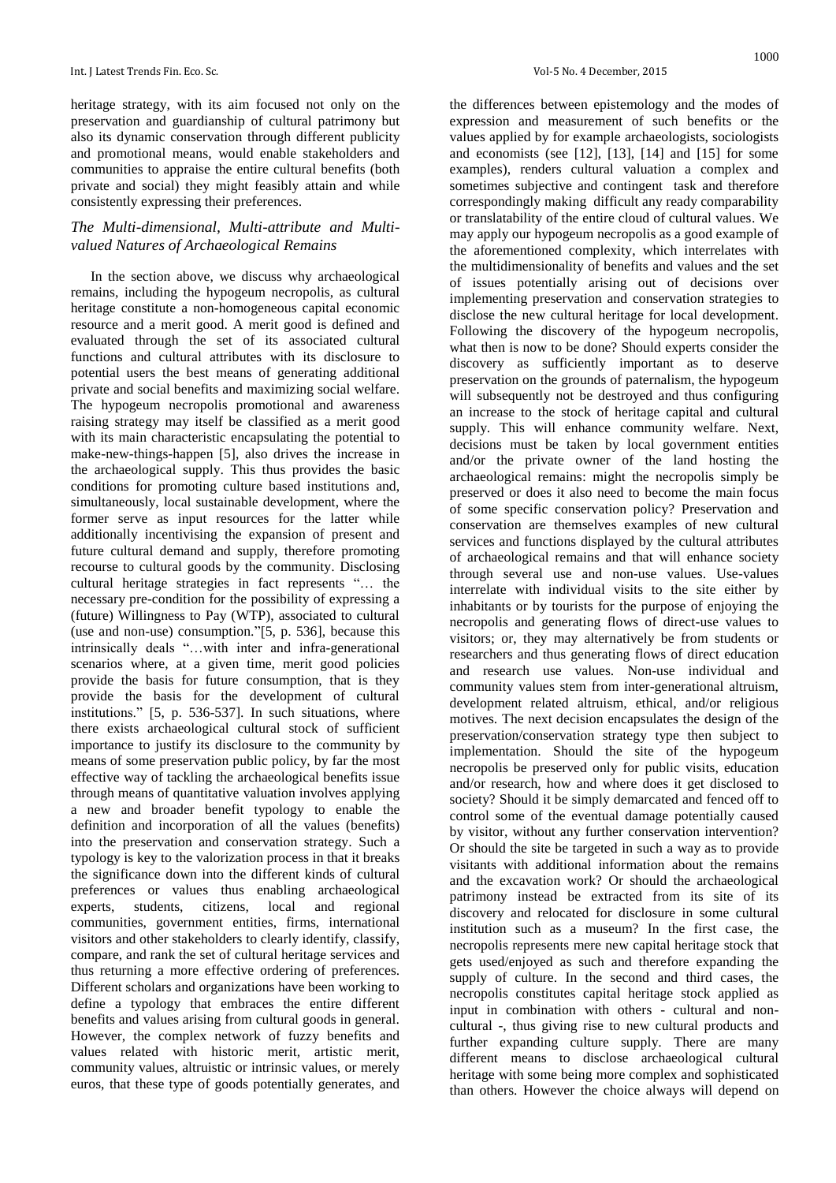heritage strategy, with its aim focused not only on the preservation and guardianship of cultural patrimony but also its dynamic conservation through different publicity and promotional means, would enable stakeholders and communities to appraise the entire cultural benefits (both private and social) they might feasibly attain and while consistently expressing their preferences.

### *The Multi-dimensional, Multi-attribute and Multi-valued Natures of Archaeological Remains*

In the section above, we discuss why archaeological remains, including the hypogeum necropolis, as cultural heritage constitute a non-homogeneous capital economic resource and a merit good. A merit good is defined and evaluated through the set of its associated cultural functions and cultural attributes with its disclosure to potential users the best means of generating additional private and social benefits and maximizing social welfare. The hypogeum necropolis promotional and awareness raising strategy may itself be classified as a merit good with its main characteristic encapsulating the potential to make-new-things-happen [5], also drives the increase in the archaeological supply. This thus provides the basic conditions for promoting culture based institutions and, simultaneously, local sustainable development, where the former serve as input resources for the latter while additionally incentivising the expansion of present and future cultural demand and supply, therefore promoting recourse to cultural goods by the community. Disclosing cultural heritage strategies in fact represents "… the necessary pre-condition for the possibility of expressing a (future) Willingness to Pay (WTP), associated to cultural (use and non-use) consumption."[5, p. 536], because this intrinsically deals "…with inter and infra-generational scenarios where, at a given time, merit good policies provide the basis for future consumption, that is they provide the basis for the development of cultural institutions." [5, p. 536-537]. In such situations, where there exists archaeological cultural stock of sufficient importance to justify its disclosure to the community by means of some preservation public policy, by far the most effective way of tackling the archaeological benefits issue through means of quantitative valuation involves applying a new and broader benefit typology to enable the definition and incorporation of all the values (benefits) into the preservation and conservation strategy. Such a typology is key to the valorization process in that it breaks the significance down into the different kinds of cultural preferences or values thus enabling archaeological experts, students, citizens, local and regional communities, government entities, firms, international visitors and other stakeholders to clearly identify, classify, compare, and rank the set of cultural heritage services and thus returning a more effective ordering of preferences. Different scholars and organizations have been working to define a typology that embraces the entire different benefits and values arising from cultural goods in general. However, the complex network of fuzzy benefits and values related with historic merit, artistic merit, community values, altruistic or intrinsic values, or merely euros, that these type of goods potentially generates, and the differences between epistemology and the modes of expression and measurement of such benefits or the values applied by for example archaeologists, sociologists and economists (see [12], [13], [14] and [15] for some examples), renders cultural valuation a complex and sometimes subjective and contingent task and therefore correspondingly making difficult any ready comparability or translatability of the entire cloud of cultural values. We may apply our hypogeum necropolis as a good example of the aforementioned complexity, which interrelates with the multidimensionality of benefits and values and the set of issues potentially arising out of decisions over implementing preservation and conservation strategies to disclose the new cultural heritage for local development. Following the discovery of the hypogeum necropolis, what then is now to be done? Should experts consider the discovery as sufficiently important as to deserve preservation on the grounds of paternalism, the hypogeum will subsequently not be destroyed and thus configuring an increase to the stock of heritage capital and cultural supply. This will enhance community welfare. Next, decisions must be taken by local government entities and/or the private owner of the land hosting the archaeological remains: might the necropolis simply be preserved or does it also need to become the main focus of some specific conservation policy? Preservation and conservation are themselves examples of new cultural services and functions displayed by the cultural attributes of archaeological remains and that will enhance society through several use and non-use values. Use-values interrelate with individual visits to the site either by inhabitants or by tourists for the purpose of enjoying the necropolis and generating flows of direct-use values to visitors; or, they may alternatively be from students or researchers and thus generating flows of direct education and research use values. Non-use individual and community values stem from inter-generational altruism, development related altruism, ethical, and/or religious motives. The next decision encapsulates the design of the preservation/conservation strategy type then subject to implementation. Should the site of the hypogeum necropolis be preserved only for public visits, education and/or research, how and where does it get disclosed to society? Should it be simply demarcated and fenced off to control some of the eventual damage potentially caused by visitor, without any further conservation intervention? Or should the site be targeted in such a way as to provide visitants with additional information about the remains and the excavation work? Or should the archaeological patrimony instead be extracted from its site of its discovery and relocated for disclosure in some cultural institution such as a museum? In the first case, the necropolis represents mere new capital heritage stock that gets used/enjoyed as such and therefore expanding the supply of culture. In the second and third cases, the necropolis constitutes capital heritage stock applied as input in combination with others - cultural and non-cultural -, thus giving rise to new cultural products and further expanding culture supply. There are many different means to disclose archaeological cultural heritage with some being more complex and sophisticated than others. However the choice always will depend on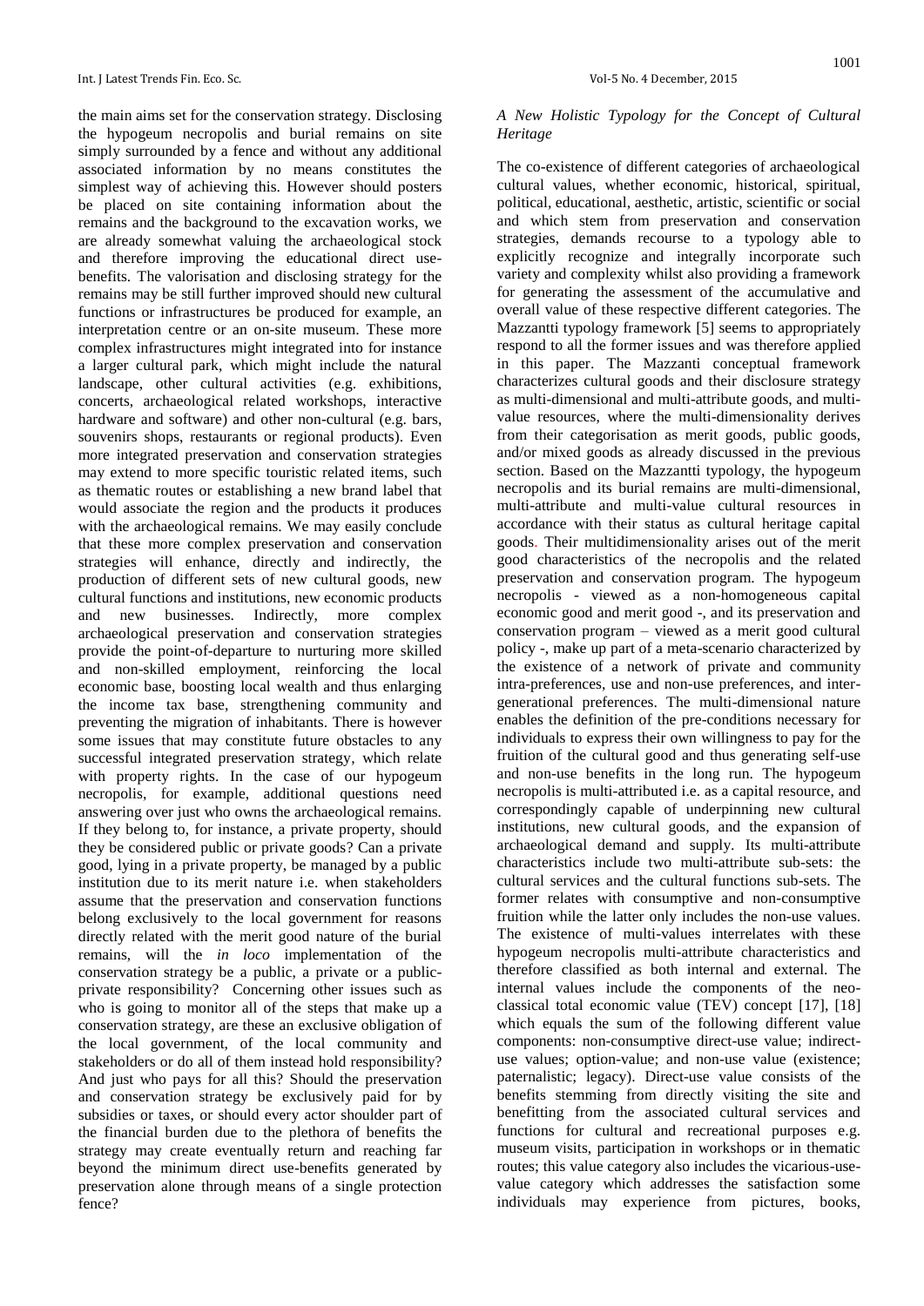the main aims set for the conservation strategy. Disclosing the hypogeum necropolis and burial remains on site simply surrounded by a fence and without any additional associated information by no means constitutes the simplest way of achieving this. However should posters be placed on site containing information about the remains and the background to the excavation works, we are already somewhat valuing the archaeological stock and therefore improving the educational direct use-benefits. The valorisation and disclosing strategy for the remains may be still further improved should new cultural functions or infrastructures be produced for example, an interpretation centre or an on-site museum. These more complex infrastructures might integrated into for instance a larger cultural park, which might include the natural landscape, other cultural activities (e.g. exhibitions, concerts, archaeological related workshops, interactive hardware and software) and other non-cultural (e.g. bars, souvenirs shops, restaurants or regional products). Even more integrated preservation and conservation strategies may extend to more specific touristic related items, such as thematic routes or establishing a new brand label that would associate the region and the products it produces with the archaeological remains. We may easily conclude that these more complex preservation and conservation strategies will enhance, directly and indirectly, the production of different sets of new cultural goods, new cultural functions and institutions, new economic products and new businesses. Indirectly, more complex archaeological preservation and conservation strategies provide the point-of-departure to nurturing more skilled and non-skilled employment, reinforcing the local economic base, boosting local wealth and thus enlarging the income tax base, strengthening community and preventing the migration of inhabitants. There is however some issues that may constitute future obstacles to any successful integrated preservation strategy, which relate with property rights. In the case of our hypogeum necropolis, for example, additional questions need answering over just who owns the archaeological remains. If they belong to, for instance, a private property, should they be considered public or private goods? Can a private good, lying in a private property, be managed by a public institution due to its merit nature i.e. when stakeholders assume that the preservation and conservation functions belong exclusively to the local government for reasons directly related with the merit good nature of the burial remains, will the *in loco* implementation of the conservation strategy be a public, a private or a public-private responsibility? Concerning other issues such as who is going to monitor all of the steps that make up a conservation strategy, are these an exclusive obligation of the local government, of the local community and stakeholders or do all of them instead hold responsibility? And just who pays for all this? Should the preservation and conservation strategy be exclusively paid for by subsidies or taxes, or should every actor shoulder part of the financial burden due to the plethora of benefits the strategy may create eventually return and reaching far beyond the minimum direct use-benefits generated by preservation alone through means of a single protection fence?

### *A New Holistic Typology for the Concept of Cultural Heritage*

The co-existence of different categories of archaeological cultural values, whether economic, historical, spiritual, political, educational, aesthetic, artistic, scientific or social and which stem from preservation and conservation strategies, demands recourse to a typology able to explicitly recognize and integrally incorporate such variety and complexity whilst also providing a framework for generating the assessment of the accumulative and overall value of these respective different categories. The Mazzantti typology framework [5] seems to appropriately respond to all the former issues and was therefore applied in this paper. The Mazzanti conceptual framework characterizes cultural goods and their disclosure strategy as multi-dimensional and multi-attribute goods, and multi-value resources, where the multi-dimensionality derives from their categorisation as merit goods, public goods, and/or mixed goods as already discussed in the previous section. Based on the Mazzantti typology, the hypogeum necropolis and its burial remains are multi-dimensional, multi-attribute and multi-value cultural resources in accordance with their status as cultural heritage capital goods. Their multidimensionality arises out of the merit good characteristics of the necropolis and the related preservation and conservation program. The hypogeum necropolis - viewed as a non-homogeneous capital economic good and merit good -, and its preservation and conservation program – viewed as a merit good cultural policy -, make up part of a meta-scenario characterized by the existence of a network of private and community intra-preferences, use and non-use preferences, and inter-generational preferences. The multi-dimensional nature enables the definition of the pre-conditions necessary for individuals to express their own willingness to pay for the fruition of the cultural good and thus generating self-use and non-use benefits in the long run. The hypogeum necropolis is multi-attributed i.e. as a capital resource, and correspondingly capable of underpinning new cultural institutions, new cultural goods, and the expansion of archaeological demand and supply. Its multi-attribute characteristics include two multi-attribute sub-sets: the cultural services and the cultural functions sub-sets. The former relates with consumptive and non-consumptive fruition while the latter only includes the non-use values. The existence of multi-values interrelates with these hypogeum necropolis multi-attribute characteristics and therefore classified as both internal and external. The internal values include the components of the neo-classical total economic value (TEV) concept [17], [18] which equals the sum of the following different value components: non-consumptive direct-use value; indirect-use values; option-value; and non-use value (existence; paternalistic; legacy). Direct-use value consists of the benefits stemming from directly visiting the site and benefitting from the associated cultural services and functions for cultural and recreational purposes e.g. museum visits, participation in workshops or in thematic routes; this value category also includes the vicarious-use-value category which addresses the satisfaction some individuals may experience from pictures, books,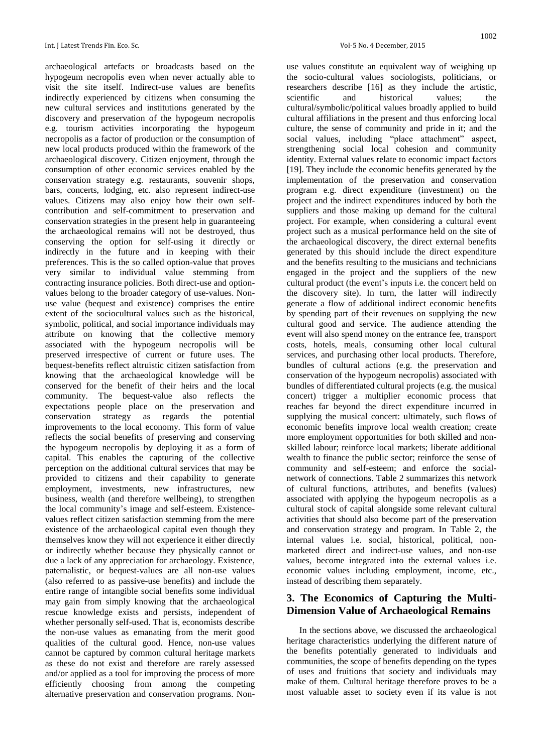archaeological artefacts or broadcasts based on the hypogeum necropolis even when never actually able to visit the site itself. Indirect-use values are benefits indirectly experienced by citizens when consuming the new cultural services and institutions generated by the discovery and preservation of the hypogeum necropolis e.g. tourism activities incorporating the hypogeum necropolis as a factor of production or the consumption of new local products produced within the framework of the archaeological discovery. Citizen enjoyment, through the consumption of other economic services enabled by the conservation strategy e.g. restaurants, souvenir shops, bars, concerts, lodging, etc. also represent indirect-use values. Citizens may also enjoy how their own self-contribution and self-commitment to preservation and conservation strategies in the present help in guaranteeing the archaeological remains will not be destroyed, thus conserving the option for self-using it directly or indirectly in the future and in keeping with their preferences. This is the so called option-value that proves very similar to individual value stemming from contracting insurance policies. Both direct-use and option-values belong to the broader category of use-values. Non-use value (bequest and existence) comprises the entire extent of the sociocultural values such as the historical, symbolic, political, and social importance individuals may attribute on knowing that the collective memory associated with the hypogeum necropolis will be preserved irrespective of current or future uses. The bequest-benefits reflect altruistic citizen satisfaction from knowing that the archaeological knowledge will be conserved for the benefit of their heirs and the local community. The bequest-value also reflects the expectations people place on the preservation and conservation strategy as regards the potential improvements to the local economy. This form of value reflects the social benefits of preserving and conserving the hypogeum necropolis by deploying it as a form of capital. This enables the capturing of the collective perception on the additional cultural services that may be provided to citizens and their capability to generate employment, investments, new infrastructures, new business, wealth (and therefore wellbeing), to strengthen the local community's image and self-esteem. Existence-values reflect citizen satisfaction stemming from the mere existence of the archaeological capital even though they themselves know they will not experience it either directly or indirectly whether because they physically cannot or due a lack of any appreciation for archaeology. Existence, paternalistic, or bequest-values are all non-use values (also referred to as passive-use benefits) and include the entire range of intangible social benefits some individual may gain from simply knowing that the archaeological rescue knowledge exists and persists, independent of whether personally self-used. That is, economists describe the non-use values as emanating from the merit good qualities of the cultural good. Hence, non-use values cannot be captured by common cultural heritage markets as these do not exist and therefore are rarely assessed and/or applied as a tool for improving the process of more efficiently choosing from among the competing alternative preservation and conservation programs. Non-use values constitute an equivalent way of weighing up the socio-cultural values sociologists, politicians, or researchers describe [16] as they include the artistic, scientific and historical values; the cultural/symbolic/political values broadly applied to build cultural affiliations in the present and thus enforcing local culture, the sense of community and pride in it; and the social values, including "place attachment" aspect, strengthening social local cohesion and community identity. External values relate to economic impact factors [19]. They include the economic benefits generated by the implementation of the preservation and conservation program e.g. direct expenditure (investment) on the project and the indirect expenditures induced by both the suppliers and those making up demand for the cultural project. For example, when considering a cultural event project such as a musical performance held on the site of the archaeological discovery, the direct external benefits generated by this should include the direct expenditure and the benefits resulting to the musicians and technicians engaged in the project and the suppliers of the new cultural product (the event's inputs i.e. the concert held on the discovery site). In turn, the latter will indirectly generate a flow of additional indirect economic benefits by spending part of their revenues on supplying the new cultural good and service. The audience attending the event will also spend money on the entrance fee, transport costs, hotels, meals, consuming other local cultural services, and purchasing other local products. Therefore, bundles of cultural actions (e.g. the preservation and conservation of the hypogeum necropolis) associated with bundles of differentiated cultural projects (e.g. the musical concert) trigger a multiplier economic process that reaches far beyond the direct expenditure incurred in supplying the musical concert: ultimately, such flows of economic benefits improve local wealth creation; create more employment opportunities for both skilled and non-skilled labour; reinforce local markets; liberate additional wealth to finance the public sector; reinforce the sense of community and self-esteem; and enforce the social-network of connections. Table 2 summarizes this network of cultural functions, attributes, and benefits (values) associated with applying the hypogeum necropolis as a cultural stock of capital alongside some relevant cultural activities that should also become part of the preservation and conservation strategy and program. In Table 2, the internal values i.e. social, historical, political, non-marketed direct and indirect-use values, and non-use values, become integrated into the external values i.e. economic values including employment, income, etc., instead of describing them separately.

## 3. The Economics of Capturing the Multi-Dimension Value of Archaeological Remains

In the sections above, we discussed the archaeological heritage characteristics underlying the different nature of the benefits potentially generated to individuals and communities, the scope of benefits depending on the types of uses and fruitions that society and individuals may make of them. Cultural heritage therefore proves to be a most valuable asset to society even if its value is not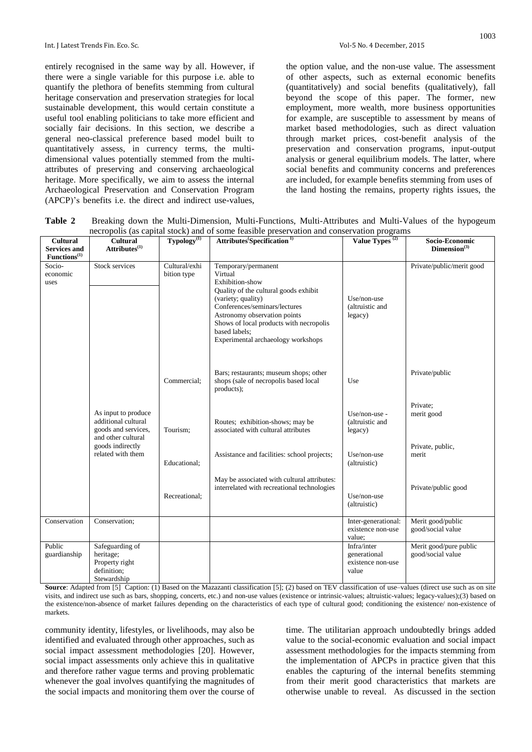entirely recognised in the same way by all. However, if there were a single variable for this purpose i.e. able to quantify the plethora of benefits stemming from cultural heritage conservation and preservation strategies for local sustainable development, this would certain constitute a useful tool enabling politicians to take more efficient and socially fair decisions. In this section, we describe a general neo-classical preference based model built to quantitatively assess, in currency terms, the multi-dimensional values potentially stemmed from the multi-attributes of preserving and conserving archaeological heritage. More specifically, we aim to assess the internal Archaeological Preservation and Conservation Program (APCP)'s benefits i.e. the direct and indirect use-values, the option value, and the non-use value. The assessment of other aspects, such as external economic benefits (quantitatively) and social benefits (qualitatively), fall beyond the scope of this paper. The former, new employment, more wealth, more business opportunities for example, are susceptible to assessment by means of market based methodologies, such as direct valuation through market prices, cost-benefit analysis of the preservation and conservation programs, input-output analysis or general equilibrium models. The latter, where social benefits and community concerns and preferences are included, for example benefits stemming from uses of the land hosting the remains, property rights issues, the community identity, lifestyles, or livelihoods, may also be identified and evaluated through other approaches, such as social impact assessment methodologies [20]. However, social impact assessments only achieve this in qualitative and therefore rather vague terms and proving problematic whenever the goal involves quantifying the magnitudes of the social impacts and monitoring them over the course of time. The utilitarian approach undoubtedly brings added value to the social-economic evaluation and social impact assessment methodologies for the impacts stemming from the implementation of APCPs in practice given that this enables the capturing of the internal benefits stemming from their merit good characteristics that markets are otherwise unable to reveal. As discussed in the section

**Table 2** Breaking down the Multi-Dimension, Multi-Functions, Multi-Attributes and Multi-Values of the hypogeum necropolis (as capital stock) and of some feasible preservation and conservation programs

| Cultural Services and Functions(1) | Cultural Attributes(1) | Typology(1) | Attributes Specification (1) | Value Types (2) | Socio-Economic Dimension(3) |
|---|---|---|---|---|---|
| Socio-economic uses | Stock services | Cultural/exhibition type | Temporary/permanent; Virtual; Exhibition-show; Quality of the cultural goods exhibit (variety; quality); Conferences/seminars/lectures; Astronomy observation points; Shows of local products with necropolis based labels; Experimental archaeology workshops | Use/non-use (altruistic and legacy) | Private/public/merit good |
| | | Commercial; | Bars; restaurants; museum shops; other shops (sale of necropolis based local products); | Use | Private/public |
| | As input to produce additional cultural goods and services, and other cultural goods indirectly related with them | Tourism; | Routes; exhibition-shows; may be associated with cultural attributes | Use/non-use - (altruistic and legacy) | Private; merit good |
| | | Educational; | Assistance and facilities: school projects; | Use/non-use (altruistic) | Private, public, merit |
| | | Recreational; | May be associated with cultural attributes: interrelated with recreational technologies | Use/non-use (altruistic) | Private/public good |
| Conservation | Conservation; | | | Inter-generational: existence non-use value; | Merit good/public good/social value |
| Public guardianship | Safeguarding of heritage; Property right definition; Stewardship | | | Infra/inter generational existence non-use value | Merit good/pure public good/social value |

**Source**: Adapted from [5] Caption: (1) Based on the Mazazanti classification [5]; (2) based on TEV classification of use–values (direct use such as on site visits, and indirect use such as bars, shopping, concerts, etc.) and non-use values (existence or intrinsic-values; altruistic-values; legacy-values);(3) based on the existence/non-absence of market failures depending on the characteristics of each type of cultural good; conditioning the existence/ non-existence of markets.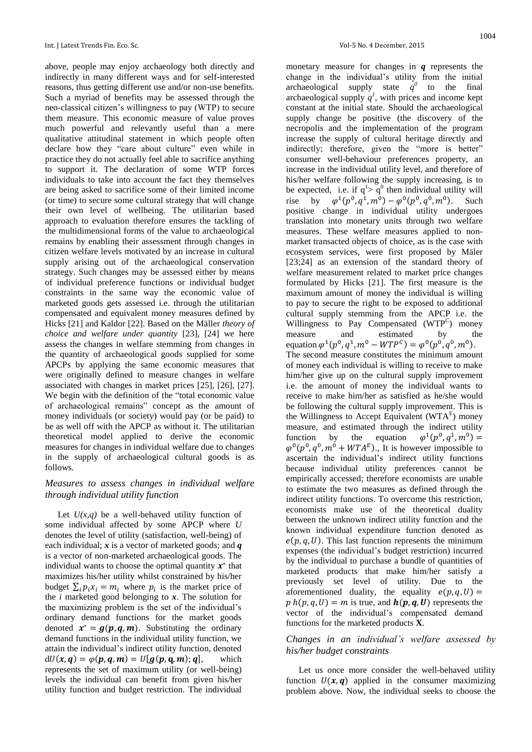above, people may enjoy archaeology both directly and indirectly in many different ways and for self-interested reasons, thus getting different use and/or non-use benefits. Such a myriad of benefits may be assessed through the neo-classical citizen's willingness to pay (WTP) to secure them measure. This economic measure of value proves much powerful and relevantly useful than a mere qualitative attitudinal statement in which people often declare how they "care about culture" even while in practice they do not actually feel able to sacrifice anything to support it. The declaration of some WTP forces individuals to take into account the fact they themselves are being asked to sacrifice some of their limited income (or time) to secure some cultural strategy that will change their own level of wellbeing. The utilitarian based approach to evaluation therefore ensures the tackling of the multidimensional forms of the value to archaeological remains by enabling their assessment through changes in citizen welfare levels motivated by an increase in cultural supply arising out of the archaeological conservation strategy. Such changes may be assessed either by means of individual preference functions or individual budget constraints in the same way the economic value of marketed goods gets assessed i.e. through the utilitarian compensated and equivalent money measures defined by Hicks [21] and Kaldor [22]. Based on the Mäller *theory of choice and welfare under quantity* [23], [24] we here assess the changes in welfare stemming from changes in the quantity of archaeological goods supplied for some APCPs by applying the same economic measures that were originally defined to measure changes in welfare associated with changes in market prices [25], [26], [27]. We begin with the definition of the "total economic value of archaeological remains" concept as the amount of money individuals (or society) would pay (or be paid) to be as well off with the APCP as without it. The utilitarian theoretical model applied to derive the economic measures for changes in individual welfare due to changes in the supply of archaeological cultural goods is as follows.

### *Measures to assess changes in individual welfare through individual utility function*

Let $U(x,q)$ be a well-behaved utility function of some individual affected by some APCP where $U$ denotes the level of utility (satisfaction, well-being) of each individual; $\boldsymbol{x}$ is a vector of marketed goods; and $\boldsymbol{q}$ is a vector of non-marketed archaeological goods. The individual wants to choose the optimal quantity $\boldsymbol{x}^*$ that maximizes his/her utility whilst constrained by his/her budget $\sum_i p_i x_i = m_i$ where $p_i$ is the market price of the $i$ marketed good belonging to $\boldsymbol{x}$. The solution for the maximizing problem is the set of the individual's ordinary demand functions for the market goods denoted $\boldsymbol{x}^* = \boldsymbol{g}(\boldsymbol{p},\boldsymbol{q},\boldsymbol{m})$. Substituting the ordinary demand functions in the individual utility function, we attain the individual's indirect utility function, denoted $dU(\boldsymbol{x},\boldsymbol{q}) = \varphi(\boldsymbol{p},\boldsymbol{q},\boldsymbol{m}) = U[\boldsymbol{g}(\boldsymbol{p},\mathbf{q},\boldsymbol{m});\boldsymbol{q}]$, which represents the set of maximum utility (or well-being) levels the individual can benefit from given his/her utility function and budget restriction. The individual monetary measure for changes in $\boldsymbol{q}$ represents the change in the individual's utility from the initial archaeological supply state $q^0$ to the final archaeological supply $q^1$, with prices and income kept constant at the initial state. Should the archaeological supply change be positive (the discovery of the necropolis and the implementation of the program increase the supply of cultural heritage directly and indirectly; therefore, given the "more is better" consumer well-behaviour preferences property, an increase in the individual utility level, and therefore of his/her welfare following the supply increasing, is to be expected, i.e. if $q^1 > q^0$ then individual utility will rise by $\varphi^1(p^0,q^1,m^0) - \varphi^0(p^0,q^0,m^0)$. Such positive change in individual utility undergoes translation into monetary units through two welfare measures. These welfare measures applied to non-market transacted objects of choice, as is the case with ecosystem services, were first proposed by Mäler [23;24] as an extension of the standard theory of welfare measurement related to market price changes formulated by Hicks [21]. The first measure is the maximum amount of money the individual is willing to pay to secure the right to be exposed to additional cultural supply stemming from the APCP i.e. the Willingness to Pay Compensated ($WTP^C$) money measure and estimated by the equation $\varphi^1(p^0,q^1,m^0 - WTP^C) = \varphi^0(p^0,q^0,m^0)$.

The second measure constitutes the minimum amount of money each individual is willing to receive to make him/her give up on the cultural supply improvement i.e. the amount of money the individual wants to receive to make him/her as satisfied as he/she would be following the cultural supply improvement. This is the Willingness to Accept Equivalent ($WTA^E$) money measure, and estimated through the indirect utility function by the equation $\varphi^1(p^0,q^1,m^0) = \varphi^0(p^0,q^0,m^0 + WTA^E)$., It is however impossible to ascertain the individual's indirect utility functions because individual utility preferences cannot be empirically accessed; therefore economists are unable to estimate the two measures as defined through the indirect utility functions. To overcome this restriction, economists make use of the theoretical duality between the unknown indirect utility function and the known individual expenditure function denoted as $e(p,q,U)$. This last function represents the minimum expenses (the individual's budget restriction) incurred by the individual to purchase a bundle of quantities of marketed products that make him/her satisfy a previously set level of utility. Due to the aforementioned duality, the equality $e(p,q,U) = p\,h(p,q,U) = m$ is true, and $\boldsymbol{h}(\boldsymbol{p},\boldsymbol{q},\boldsymbol{U})$ represents the vector of the individual's compensated demand functions for the marketed products $\mathbf{X}$.

### *Changes in an individual's welfare assessed by his/her budget constraints*

Let us once more consider the well-behaved utility function $U(\boldsymbol{x},\boldsymbol{q})$ applied in the consumer maximizing problem above. Now, the individual seeks to choose the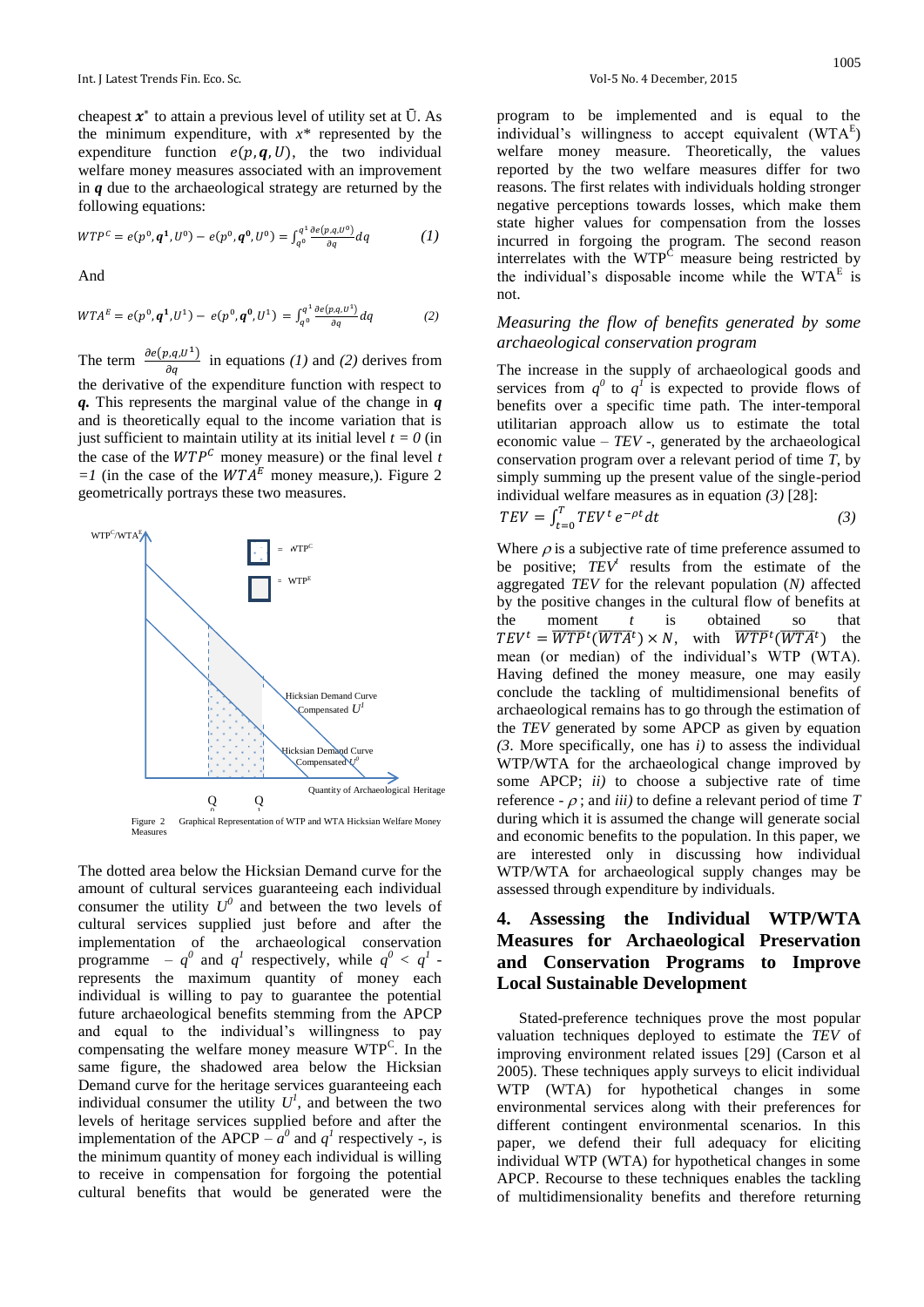cheapest $\boldsymbol{x}^*$ to attain a previous level of utility set at $\bar{U}$. As the minimum expenditure, with $x^*$ represented by the expenditure function $e(p, \boldsymbol{q}, U)$, the two individual welfare money measures associated with an improvement in $\boldsymbol{q}$ due to the archaeological strategy are returned by the following equations:

$$WTP^C = e(p^0, \boldsymbol{q}^1, U^0) - e(p^0, \boldsymbol{q}^0, U^0) = \int_{q^0}^{q^1} \frac{\partial e(p,q,U^0)}{\partial q} dq \qquad (1)$$

And

$$WTA^E = e(p^0, \boldsymbol{q}^1, U^1) - e(p^0, \boldsymbol{q}^0, U^1) = \int_{q^0}^{q^1} \frac{\partial e(p,q,U^1)}{\partial q} dq \qquad (2)$$

The term $\frac{\partial e(p,q,U^1)}{\partial q}$ in equations *(1)* and *(2)* derives from the derivative of the expenditure function with respect to $\boldsymbol{q}$. This represents the marginal value of the change in $\boldsymbol{q}$ and is theoretically equal to the income variation that is just sufficient to maintain utility at its initial level $t = 0$ (in the case of the $WTP^C$ money measure) or the final level $t = 1$ (in the case of the $WTA^E$ money measure,). Figure 2 geometrically portrays these two measures.

Figure 2 Graphical Representation of WTP and WTA Hicksian Welfare Money Measures

The dotted area below the Hicksian Demand curve for the amount of cultural services guaranteeing each individual consumer the utility $U^0$ and between the two levels of cultural services supplied just before and after the implementation of the archaeological conservation programme – $q^0$ and $q^1$ respectively, while $q^0 < q^1$ - represents the maximum quantity of money each individual is willing to pay to guarantee the potential future archaeological benefits stemming from the APCP and equal to the individual's willingness to pay compensating the welfare money measure $WTP^C$. In the same figure, the shadowed area below the Hicksian Demand curve for the heritage services guaranteeing each individual consumer the utility $U^1$, and between the two levels of heritage services supplied before and after the implementation of the APCP – $a^0$ and $q^1$ respectively -, is the minimum quantity of money each individual is willing to receive in compensation for forgoing the potential cultural benefits that would be generated were the program to be implemented and is equal to the individual's willingness to accept equivalent ($WTA^E$) welfare money measure. Theoretically, the values reported by the two welfare measures differ for two reasons. The first relates with individuals holding stronger negative perceptions towards losses, which make them state higher values for compensation from the losses incurred in forgoing the program. The second reason interrelates with the $WTP^C$ measure being restricted by the individual's disposable income while the $WTA^E$ is not.

### *Measuring the flow of benefits generated by some archaeological conservation program*

The increase in the supply of archaeological goods and services from $q^0$ to $q^1$ is expected to provide flows of benefits over a specific time path. The inter-temporal utilitarian approach allow us to estimate the total economic value – *TEV* -, generated by the archaeological conservation program over a relevant period of time *T*, by simply summing up the present value of the single-period individual welfare measures as in equation *(3)* [28]:

$$TEV = \int_{t=0}^{T} TEV^t \, e^{-\rho t} dt \qquad (3)$$

Where $\rho$ is a subjective rate of time preference assumed to be positive; $TEV^t$ results from the estimate of the aggregated *TEV* for the relevant population (*N*) affected by the positive changes in the cultural flow of benefits at the moment *t* is obtained so that $TEV^t = \overline{WTP}^t(\overline{WTA}^t) \times N$, with $\overline{WTP}^t(\overline{WTA}^t)$ the mean (or median) of the individual's WTP (WTA). Having defined the money measure, one may easily conclude the tackling of multidimensional benefits of archaeological remains has to go through the estimation of the *TEV* generated by some APCP as given by equation *(3*. More specifically, one has *i)* to assess the individual WTP/WTA for the archaeological change improved by some APCP; *ii)* to choose a subjective rate of time reference - $\rho$ ; and *iii)* to define a relevant period of time *T* during which it is assumed the change will generate social and economic benefits to the population. In this paper, we are interested only in discussing how individual WTP/WTA for archaeological supply changes may be assessed through expenditure by individuals.

## 4. Assessing the Individual WTP/WTA Measures for Archaeological Preservation and Conservation Programs to Improve Local Sustainable Development

Stated-preference techniques prove the most popular valuation techniques deployed to estimate the *TEV* of improving environment related issues [29] (Carson et al 2005). These techniques apply surveys to elicit individual WTP (WTA) for hypothetical changes in some environmental services along with their preferences for different contingent environmental scenarios. In this paper, we defend their full adequacy for eliciting individual WTP (WTA) for hypothetical changes in some APCP. Recourse to these techniques enables the tackling of multidimensionality benefits and therefore returning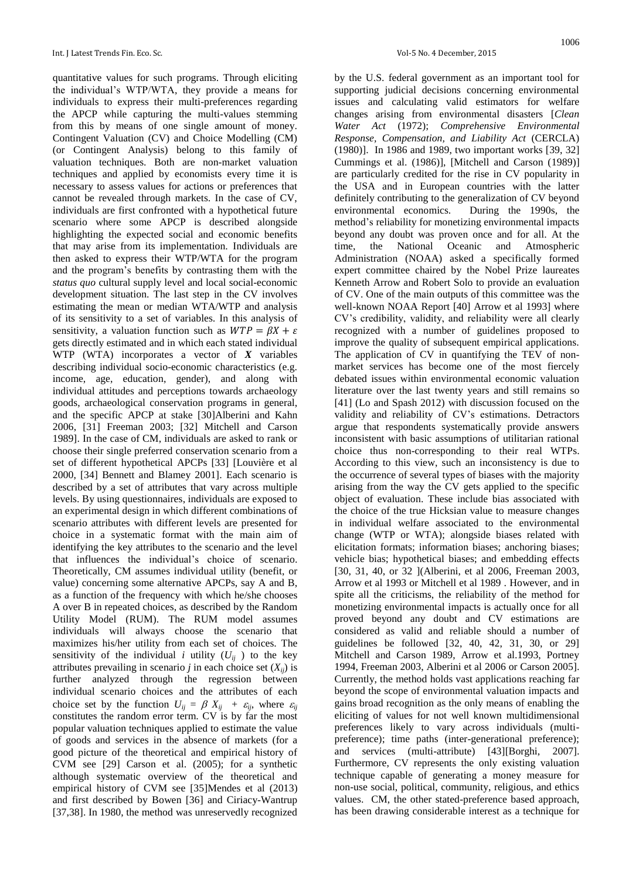quantitative values for such programs. Through eliciting the individual's WTP/WTA, they provide a means for individuals to express their multi-preferences regarding the APCP while capturing the multi-values stemming from this by means of one single amount of money. Contingent Valuation (CV) and Choice Modelling (CM) (or Contingent Analysis) belong to this family of valuation techniques. Both are non-market valuation techniques and applied by economists every time it is necessary to assess values for actions or preferences that cannot be revealed through markets. In the case of CV, individuals are first confronted with a hypothetical future scenario where some APCP is described alongside highlighting the expected social and economic benefits that may arise from its implementation. Individuals are then asked to express their WTP/WTA for the program and the program's benefits by contrasting them with the *status quo* cultural supply level and local social-economic development situation. The last step in the CV involves estimating the mean or median WTA/WTP and analysis of its sensitivity to a set of variables. In this analysis of sensitivity, a valuation function such as $WTP = \beta X + \varepsilon$ gets directly estimated and in which each stated individual WTP (WTA) incorporates a vector of $\boldsymbol{X}$ variables describing individual socio-economic characteristics (e.g. income, age, education, gender), and along with individual attitudes and perceptions towards archaeology goods, archaeological conservation programs in general, and the specific APCP at stake [30]Alberini and Kahn 2006, [31] Freeman 2003; [32] Mitchell and Carson 1989]. In the case of CM, individuals are asked to rank or choose their single preferred conservation scenario from a set of different hypothetical APCPs [33] [Louvière et al 2000, [34] Bennett and Blamey 2001]. Each scenario is described by a set of attributes that vary across multiple levels. By using questionnaires, individuals are exposed to an experimental design in which different combinations of scenario attributes with different levels are presented for choice in a systematic format with the main aim of identifying the key attributes to the scenario and the level that influences the individual's choice of scenario. Theoretically, CM assumes individual utility (benefit, or value) concerning some alternative APCPs, say A and B, as a function of the frequency with which he/she chooses A over B in repeated choices, as described by the Random Utility Model (RUM). The RUM model assumes individuals will always choose the scenario that maximizes his/her utility from each set of choices. The sensitivity of the individual $i$ utility ($U_{ij}$) to the key attributes prevailing in scenario $j$ in each choice set ($X_{ij}$) is further analyzed through the regression between individual scenario choices and the attributes of each choice set by the function $U_{ij} = \beta X_{ij} + \varepsilon_{ij}$, where $\varepsilon_{ij}$ constitutes the random error term. CV is by far the most popular valuation techniques applied to estimate the value of goods and services in the absence of markets (for a good picture of the theoretical and empirical history of CVM see [29] Carson et al. (2005); for a synthetic although systematic overview of the theoretical and empirical history of CVM see [35]Mendes et al (2013) and first described by Bowen [36] and Ciriacy-Wantrup [37,38]. In 1980, the method was unreservedly recognized by the U.S. federal government as an important tool for supporting judicial decisions concerning environmental issues and calculating valid estimators for welfare changes arising from environmental disasters [*Clean Water Act* (1972); *Comprehensive Environmental Response, Compensation, and Liability Act* (CERCLA) (1980)]. In 1986 and 1989, two important works [39, 32] Cummings et al. (1986)], [Mitchell and Carson (1989)] are particularly credited for the rise in CV popularity in the USA and in European countries with the latter definitely contributing to the generalization of CV beyond environmental economics. During the 1990s, the method's reliability for monetizing environmental impacts beyond any doubt was proven once and for all. At the time, the National Oceanic and Atmospheric Administration (NOAA) asked a specifically formed expert committee chaired by the Nobel Prize laureates Kenneth Arrow and Robert Solo to provide an evaluation of CV. One of the main outputs of this committee was the well-known NOAA Report [40] Arrow et al 1993] where CV's credibility, validity, and reliability were all clearly recognized with a number of guidelines proposed to improve the quality of subsequent empirical applications. The application of CV in quantifying the TEV of non-market services has become one of the most fiercely debated issues within environmental economic valuation literature over the last twenty years and still remains so [41] (Lo and Spash 2012) with discussion focused on the validity and reliability of CV's estimations. Detractors argue that respondents systematically provide answers inconsistent with basic assumptions of utilitarian rational choice thus non-corresponding to their real WTPs. According to this view, such an inconsistency is due to the occurrence of several types of biases with the majority arising from the way the CV gets applied to the specific object of evaluation. These include bias associated with the choice of the true Hicksian value to measure changes in individual welfare associated to the environmental change (WTP or WTA); alongside biases related with elicitation formats; information biases; anchoring biases; vehicle bias; hypothetical biases; and embedding effects [30, 31, 40, or 32 ](Alberini, et al 2006, Freeman 2003, Arrow et al 1993 or Mitchell et al 1989 . However, and in spite all the criticisms, the reliability of the method for monetizing environmental impacts is actually once for all proved beyond any doubt and CV estimations are considered as valid and reliable should a number of guidelines be followed [32, 40, 42, 31, 30, or 29] Mitchell and Carson 1989, Arrow et al.1993, Portney 1994, Freeman 2003, Alberini et al 2006 or Carson 2005]. Currently, the method holds vast applications reaching far beyond the scope of environmental valuation impacts and gains broad recognition as the only means of enabling the eliciting of values for not well known multidimensional preferences likely to vary across individuals (multi-preference); time paths (inter-generational preference); and services (multi-attribute) [43][Borghi, 2007]. Furthermore, CV represents the only existing valuation technique capable of generating a money measure for non-use social, political, community, religious, and ethics values. CM, the other stated-preference based approach, has been drawing considerable interest as a technique for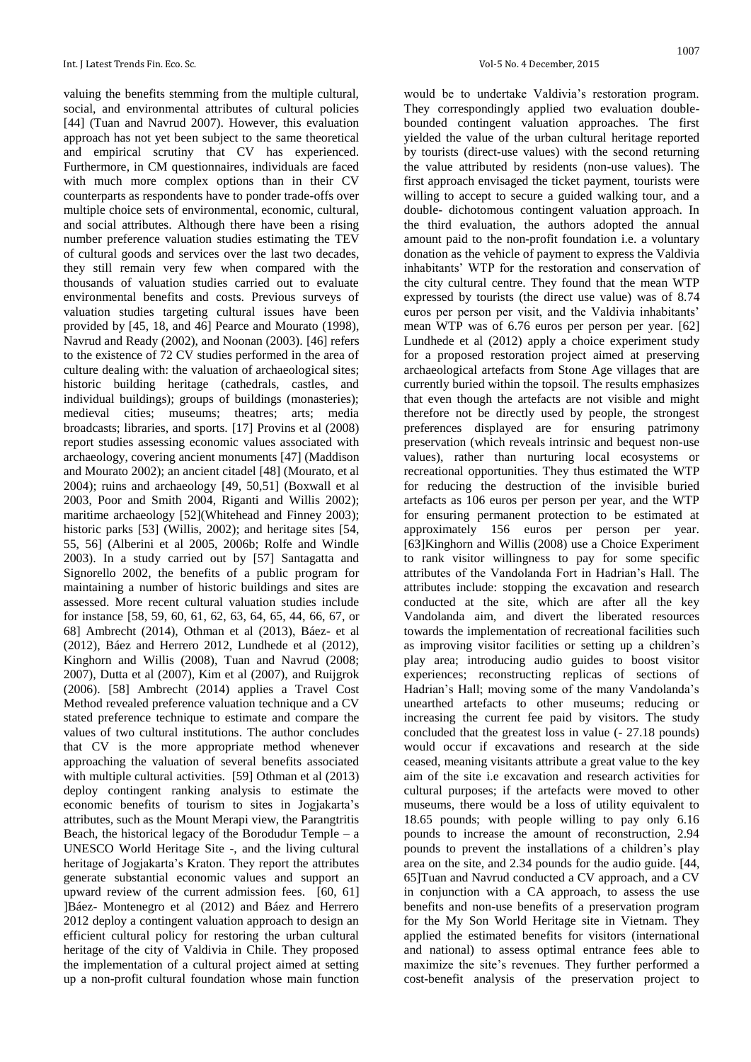valuing the benefits stemming from the multiple cultural, social, and environmental attributes of cultural policies [44] (Tuan and Navrud 2007). However, this evaluation approach has not yet been subject to the same theoretical and empirical scrutiny that CV has experienced. Furthermore, in CM questionnaires, individuals are faced with much more complex options than in their CV counterparts as respondents have to ponder trade-offs over multiple choice sets of environmental, economic, cultural, and social attributes. Although there have been a rising number preference valuation studies estimating the TEV of cultural goods and services over the last two decades, they still remain very few when compared with the thousands of valuation studies carried out to evaluate environmental benefits and costs. Previous surveys of valuation studies targeting cultural issues have been provided by [45, 18, and 46] Pearce and Mourato (1998), Navrud and Ready (2002), and Noonan (2003). [46] refers to the existence of 72 CV studies performed in the area of culture dealing with: the valuation of archaeological sites; historic building heritage (cathedrals, castles, and individual buildings); groups of buildings (monasteries); medieval cities; museums; theatres; arts; media broadcasts; libraries, and sports. [17] Provins et al (2008) report studies assessing economic values associated with archaeology, covering ancient monuments [47] (Maddison and Mourato 2002); an ancient citadel [48] (Mourato, et al 2004); ruins and archaeology [49, 50,51] (Boxwall et al 2003, Poor and Smith 2004, Riganti and Willis 2002); maritime archaeology [52](Whitehead and Finney 2003); historic parks [53] (Willis, 2002); and heritage sites [54, 55, 56] (Alberini et al 2005, 2006b; Rolfe and Windle 2003). In a study carried out by [57] Santagatta and Signorello 2002, the benefits of a public program for maintaining a number of historic buildings and sites are assessed. More recent cultural valuation studies include for instance [58, 59, 60, 61, 62, 63, 64, 65, 44, 66, 67, or 68] Ambrecht (2014), Othman et al (2013), Báez- et al (2012), Báez and Herrero 2012, Lundhede et al (2012), Kinghorn and Willis (2008), Tuan and Navrud (2008; 2007), Dutta et al (2007), Kim et al (2007), and Ruijgrok (2006). [58] Ambrecht (2014) applies a Travel Cost Method revealed preference valuation technique and a CV stated preference technique to estimate and compare the values of two cultural institutions. The author concludes that CV is the more appropriate method whenever approaching the valuation of several benefits associated with multiple cultural activities. [59] Othman et al (2013) deploy contingent ranking analysis to estimate the economic benefits of tourism to sites in Jogjakarta's attributes, such as the Mount Merapi view, the Parangtritis Beach, the historical legacy of the Borodudur Temple – a UNESCO World Heritage Site -, and the living cultural heritage of Jogjakarta's Kraton. They report the attributes generate substantial economic values and support an upward review of the current admission fees. [60, 61] ]Báez- Montenegro et al (2012) and Báez and Herrero 2012 deploy a contingent valuation approach to design an efficient cultural policy for restoring the urban cultural heritage of the city of Valdivia in Chile. They proposed the implementation of a cultural project aimed at setting up a non-profit cultural foundation whose main function would be to undertake Valdivia's restoration program. They correspondingly applied two evaluation double-bounded contingent valuation approaches. The first yielded the value of the urban cultural heritage reported by tourists (direct-use values) with the second returning the value attributed by residents (non-use values). The first approach envisaged the ticket payment, tourists were willing to accept to secure a guided walking tour, and a double- dichotomous contingent valuation approach. In the third evaluation, the authors adopted the annual amount paid to the non-profit foundation i.e. a voluntary donation as the vehicle of payment to express the Valdivia inhabitants' WTP for the restoration and conservation of the city cultural centre. They found that the mean WTP expressed by tourists (the direct use value) was of 8.74 euros per person per visit, and the Valdivia inhabitants' mean WTP was of 6.76 euros per person per year. [62] Lundhede et al (2012) apply a choice experiment study for a proposed restoration project aimed at preserving archaeological artefacts from Stone Age villages that are currently buried within the topsoil. The results emphasizes that even though the artefacts are not visible and might therefore not be directly used by people, the strongest preferences displayed are for ensuring patrimony preservation (which reveals intrinsic and bequest non-use values), rather than nurturing local ecosystems or recreational opportunities. They thus estimated the WTP for reducing the destruction of the invisible buried artefacts as 106 euros per person per year, and the WTP for ensuring permanent protection to be estimated at approximately 156 euros per person per year. [63]Kinghorn and Willis (2008) use a Choice Experiment to rank visitor willingness to pay for some specific attributes of the Vandolanda Fort in Hadrian's Hall. The attributes include: stopping the excavation and research conducted at the site, which are after all the key Vandolanda aim, and divert the liberated resources towards the implementation of recreational facilities such as improving visitor facilities or setting up a children's play area; introducing audio guides to boost visitor experiences; reconstructing replicas of sections of Hadrian's Hall; moving some of the many Vandolanda's unearthed artefacts to other museums; reducing or increasing the current fee paid by visitors. The study concluded that the greatest loss in value (- 27.18 pounds) would occur if excavations and research at the side ceased, meaning visitants attribute a great value to the key aim of the site i.e excavation and research activities for cultural purposes; if the artefacts were moved to other museums, there would be a loss of utility equivalent to 18.65 pounds; with people willing to pay only 6.16 pounds to increase the amount of reconstruction, 2.94 pounds to prevent the installations of a children's play area on the site, and 2.34 pounds for the audio guide. [44, 65]Tuan and Navrud conducted a CV approach, and a CV in conjunction with a CA approach, to assess the use benefits and non-use benefits of a preservation program for the My Son World Heritage site in Vietnam. They applied the estimated benefits for visitors (international and national) to assess optimal entrance fees able to maximize the site's revenues. They further performed a cost-benefit analysis of the preservation project to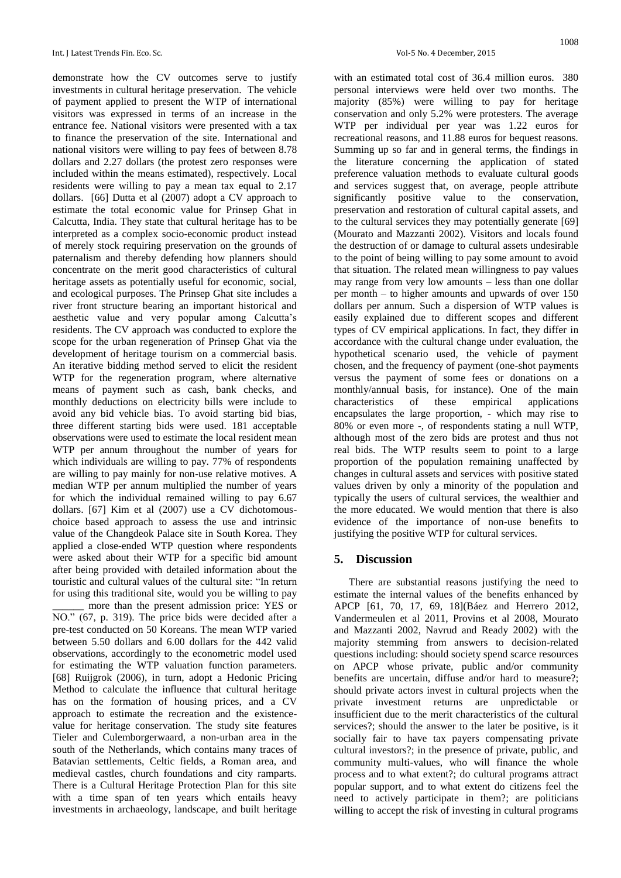demonstrate how the CV outcomes serve to justify investments in cultural heritage preservation. The vehicle of payment applied to present the WTP of international visitors was expressed in terms of an increase in the entrance fee. National visitors were presented with a tax to finance the preservation of the site. International and national visitors were willing to pay fees of between 8.78 dollars and 2.27 dollars (the protest zero responses were included within the means estimated), respectively. Local residents were willing to pay a mean tax equal to 2.17 dollars. [66] Dutta et al (2007) adopt a CV approach to estimate the total economic value for Prinsep Ghat in Calcutta, India. They state that cultural heritage has to be interpreted as a complex socio-economic product instead of merely stock requiring preservation on the grounds of paternalism and thereby defending how planners should concentrate on the merit good characteristics of cultural heritage assets as potentially useful for economic, social, and ecological purposes. The Prinsep Ghat site includes a river front structure bearing an important historical and aesthetic value and very popular among Calcutta's residents. The CV approach was conducted to explore the scope for the urban regeneration of Prinsep Ghat via the development of heritage tourism on a commercial basis. An iterative bidding method served to elicit the resident WTP for the regeneration program, where alternative means of payment such as cash, bank checks, and monthly deductions on electricity bills were include to avoid any bid vehicle bias. To avoid starting bid bias, three different starting bids were used. 181 acceptable observations were used to estimate the local resident mean WTP per annum throughout the number of years for which individuals are willing to pay. 77% of respondents are willing to pay mainly for non-use relative motives. A median WTP per annum multiplied the number of years for which the individual remained willing to pay 6.67 dollars. [67] Kim et al (2007) use a CV dichotomous-choice based approach to assess the use and intrinsic value of the Changdeok Palace site in South Korea. They applied a close-ended WTP question where respondents were asked about their WTP for a specific bid amount after being provided with detailed information about the touristic and cultural values of the cultural site: "In return for using this traditional site, would you be willing to pay ______ more than the present admission price: YES or NO." (67, p. 319). The price bids were decided after a pre-test conducted on 50 Koreans. The mean WTP varied between 5.50 dollars and 6.00 dollars for the 442 valid observations, accordingly to the econometric model used for estimating the WTP valuation function parameters. [68] Ruijgrok (2006), in turn, adopt a Hedonic Pricing Method to calculate the influence that cultural heritage has on the formation of housing prices, and a CV approach to estimate the recreation and the existence-value for heritage conservation. The study site features Tieler and Culemborgerwaard, a non-urban area in the south of the Netherlands, which contains many traces of Batavian settlements, Celtic fields, a Roman area, and medieval castles, church foundations and city ramparts. There is a Cultural Heritage Protection Plan for this site with a time span of ten years which entails heavy investments in archaeology, landscape, and built heritage with an estimated total cost of 36.4 million euros. 380 personal interviews were held over two months. The majority (85%) were willing to pay for heritage conservation and only 5.2% were protesters. The average WTP per individual per year was 1.22 euros for recreational reasons, and 11.88 euros for bequest reasons. Summing up so far and in general terms, the findings in the literature concerning the application of stated preference valuation methods to evaluate cultural goods and services suggest that, on average, people attribute significantly positive value to the conservation, preservation and restoration of cultural capital assets, and to the cultural services they may potentially generate [69] (Mourato and Mazzanti 2002). Visitors and locals found the destruction of or damage to cultural assets undesirable to the point of being willing to pay some amount to avoid that situation. The related mean willingness to pay values may range from very low amounts – less than one dollar per month – to higher amounts and upwards of over 150 dollars per annum. Such a dispersion of WTP values is easily explained due to different scopes and different types of CV empirical applications. In fact, they differ in accordance with the cultural change under evaluation, the hypothetical scenario used, the vehicle of payment chosen, and the frequency of payment (one-shot payments versus the payment of some fees or donations on a monthly/annual basis, for instance). One of the main characteristics of these empirical applications encapsulates the large proportion, - which may rise to 80% or even more -, of respondents stating a null WTP, although most of the zero bids are protest and thus not real bids. The WTP results seem to point to a large proportion of the population remaining unaffected by changes in cultural assets and services with positive stated values driven by only a minority of the population and typically the users of cultural services, the wealthier and the more educated. We would mention that there is also evidence of the importance of non-use benefits to justifying the positive WTP for cultural services.

## 5. Discussion

There are substantial reasons justifying the need to estimate the internal values of the benefits enhanced by APCP [61, 70, 17, 69, 18](Báez and Herrero 2012, Vandermeulen et al 2011, Provins et al 2008, Mourato and Mazzanti 2002, Navrud and Ready 2002) with the majority stemming from answers to decision-related questions including: should society spend scarce resources on APCP whose private, public and/or community benefits are uncertain, diffuse and/or hard to measure?; should private actors invest in cultural projects when the private investment returns are unpredictable or insufficient due to the merit characteristics of the cultural services?; should the answer to the later be positive, is it socially fair to have tax payers compensating private cultural investors?; in the presence of private, public, and community multi-values, who will finance the whole process and to what extent?; do cultural programs attract popular support, and to what extent do citizens feel the need to actively participate in them?; are politicians willing to accept the risk of investing in cultural programs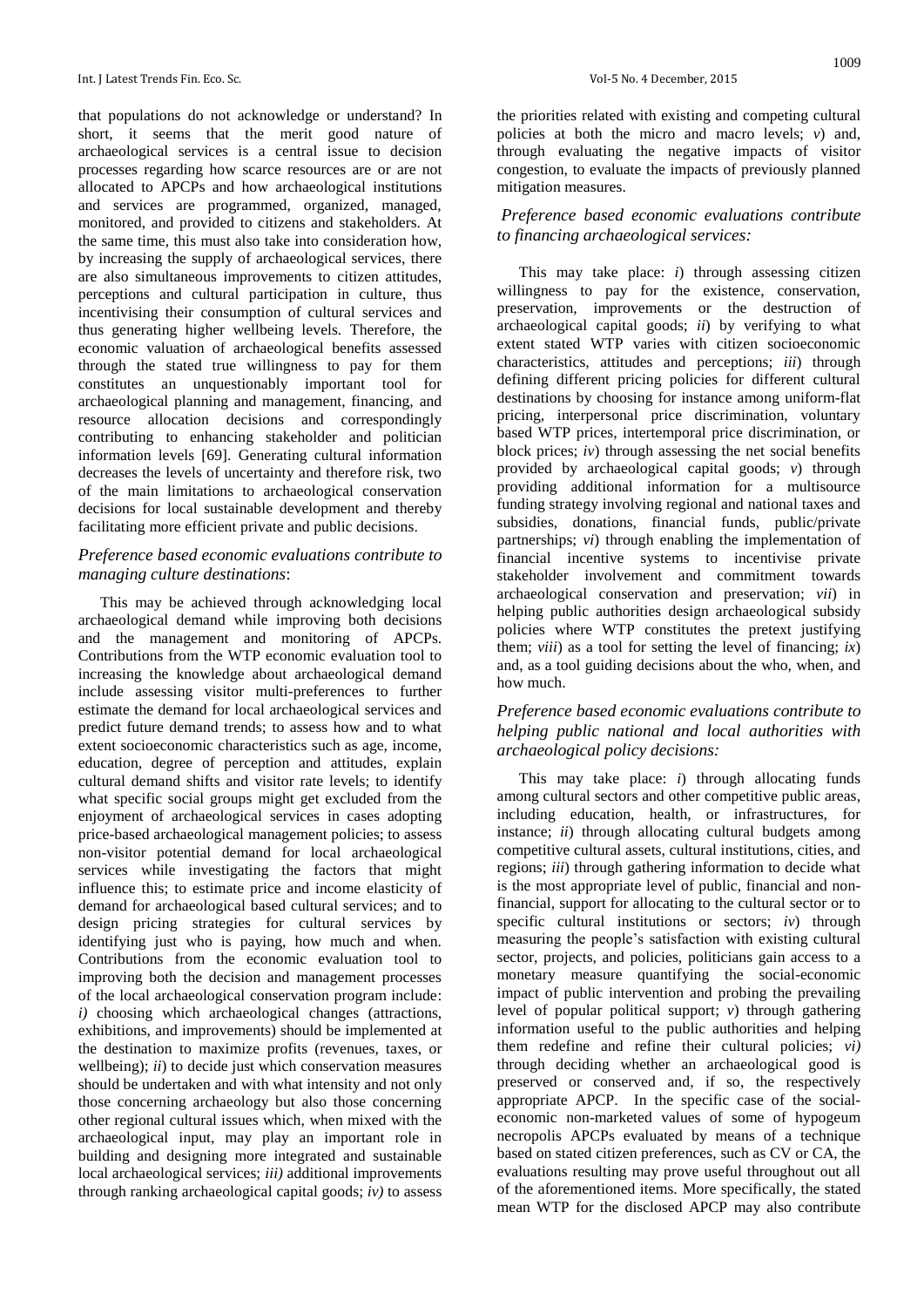that populations do not acknowledge or understand? In short, it seems that the merit good nature of archaeological services is a central issue to decision processes regarding how scarce resources are or are not allocated to APCPs and how archaeological institutions and services are programmed, organized, managed, monitored, and provided to citizens and stakeholders. At the same time, this must also take into consideration how, by increasing the supply of archaeological services, there are also simultaneous improvements to citizen attitudes, perceptions and cultural participation in culture, thus incentivising their consumption of cultural services and thus generating higher wellbeing levels. Therefore, the economic valuation of archaeological benefits assessed through the stated true willingness to pay for them constitutes an unquestionably important tool for archaeological planning and management, financing, and resource allocation decisions and correspondingly contributing to enhancing stakeholder and politician information levels [69]. Generating cultural information decreases the levels of uncertainty and therefore risk, two of the main limitations to archaeological conservation decisions for local sustainable development and thereby facilitating more efficient private and public decisions.

*Preference based economic evaluations contribute to managing culture destinations*:

This may be achieved through acknowledging local archaeological demand while improving both decisions and the management and monitoring of APCPs. Contributions from the WTP economic evaluation tool to increasing the knowledge about archaeological demand include assessing visitor multi-preferences to further estimate the demand for local archaeological services and predict future demand trends; to assess how and to what extent socioeconomic characteristics such as age, income, education, degree of perception and attitudes, explain cultural demand shifts and visitor rate levels; to identify what specific social groups might get excluded from the enjoyment of archaeological services in cases adopting price-based archaeological management policies; to assess non-visitor potential demand for local archaeological services while investigating the factors that might influence this; to estimate price and income elasticity of demand for archaeological based cultural services; and to design pricing strategies for cultural services by identifying just who is paying, how much and when. Contributions from the economic evaluation tool to improving both the decision and management processes of the local archaeological conservation program include: *i)* choosing which archaeological changes (attractions, exhibitions, and improvements) should be implemented at the destination to maximize profits (revenues, taxes, or wellbeing); *ii*) to decide just which conservation measures should be undertaken and with what intensity and not only those concerning archaeology but also those concerning other regional cultural issues which, when mixed with the archaeological input, may play an important role in building and designing more integrated and sustainable local archaeological services; *iii)* additional improvements through ranking archaeological capital goods; *iv)* to assess the priorities related with existing and competing cultural policies at both the micro and macro levels; *v*) and, through evaluating the negative impacts of visitor congestion, to evaluate the impacts of previously planned mitigation measures.

*Preference based economic evaluations contribute to financing archaeological services:*

This may take place: *i*) through assessing citizen willingness to pay for the existence, conservation, preservation, improvements or the destruction of archaeological capital goods; *ii*) by verifying to what extent stated WTP varies with citizen socioeconomic characteristics, attitudes and perceptions; *iii*) through defining different pricing policies for different cultural destinations by choosing for instance among uniform-flat pricing, interpersonal price discrimination, voluntary based WTP prices, intertemporal price discrimination, or block prices; *iv*) through assessing the net social benefits provided by archaeological capital goods; *v*) through providing additional information for a multisource funding strategy involving regional and national taxes and subsidies, donations, financial funds, public/private partnerships; *vi*) through enabling the implementation of financial incentive systems to incentivise private stakeholder involvement and commitment towards archaeological conservation and preservation; *vii*) in helping public authorities design archaeological subsidy policies where WTP constitutes the pretext justifying them; *viii*) as a tool for setting the level of financing; *ix*) and, as a tool guiding decisions about the who, when, and how much.

*Preference based economic evaluations contribute to helping public national and local authorities with archaeological policy decisions:*

This may take place: *i*) through allocating funds among cultural sectors and other competitive public areas, including education, health, or infrastructures, for instance; *ii*) through allocating cultural budgets among competitive cultural assets, cultural institutions, cities, and regions; *iii*) through gathering information to decide what is the most appropriate level of public, financial and non-financial, support for allocating to the cultural sector or to specific cultural institutions or sectors; *iv*) through measuring the people's satisfaction with existing cultural sector, projects, and policies, politicians gain access to a monetary measure quantifying the social-economic impact of public intervention and probing the prevailing level of popular political support; *v*) through gathering information useful to the public authorities and helping them redefine and refine their cultural policies; *vi)* through deciding whether an archaeological good is preserved or conserved and, if so, the respectively appropriate APCP. In the specific case of the social-economic non-marketed values of some of hypogeum necropolis APCPs evaluated by means of a technique based on stated citizen preferences, such as CV or CA, the evaluations resulting may prove useful throughout out all of the aforementioned items. More specifically, the stated mean WTP for the disclosed APCP may also contribute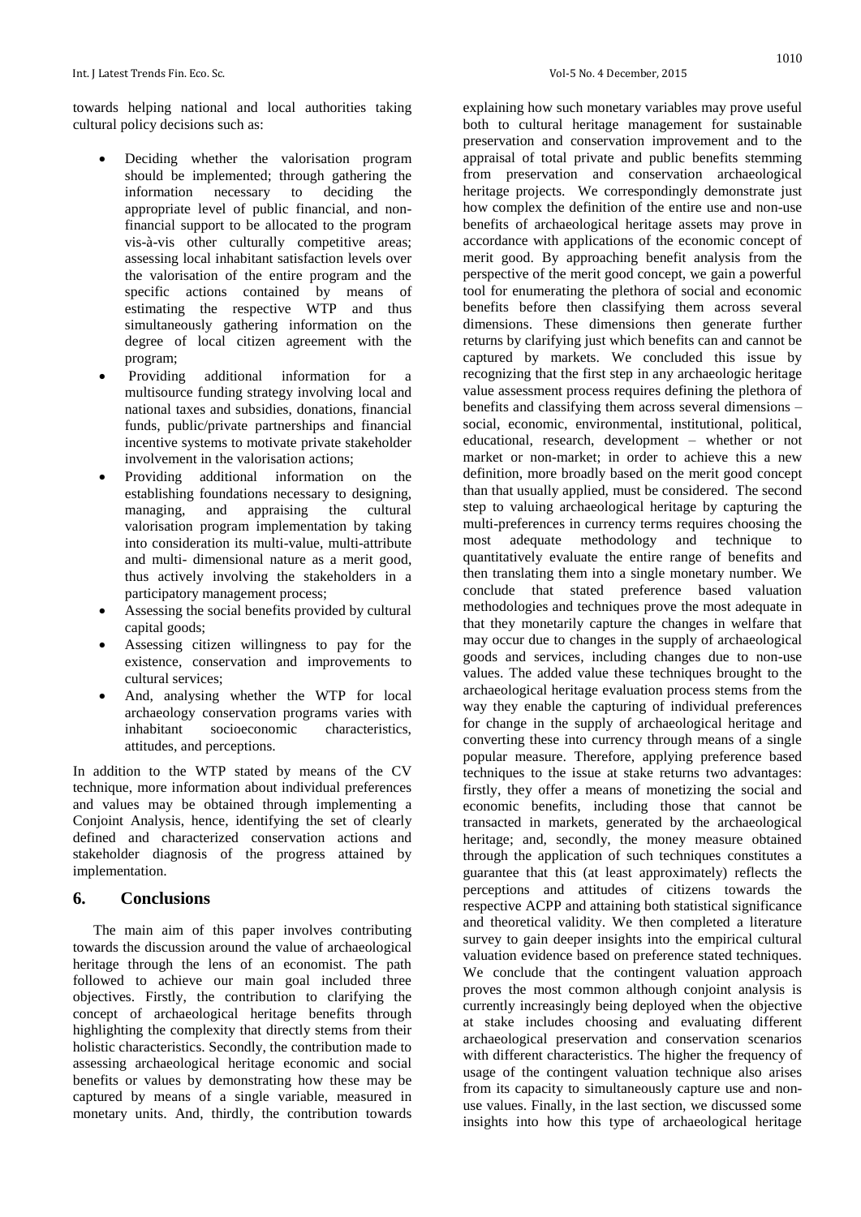towards helping national and local authorities taking cultural policy decisions such as:

- Deciding whether the valorisation program should be implemented; through gathering the information necessary to deciding the appropriate level of public financial, and non-financial support to be allocated to the program vis-à-vis other culturally competitive areas; assessing local inhabitant satisfaction levels over the valorisation of the entire program and the specific actions contained by means of estimating the respective WTP and thus simultaneously gathering information on the degree of local citizen agreement with the program;
- Providing additional information for a multisource funding strategy involving local and national taxes and subsidies, donations, financial funds, public/private partnerships and financial incentive systems to motivate private stakeholder involvement in the valorisation actions;
- Providing additional information on the establishing foundations necessary to designing, managing, and appraising the cultural valorisation program implementation by taking into consideration its multi-value, multi-attribute and multi- dimensional nature as a merit good, thus actively involving the stakeholders in a participatory management process;
- Assessing the social benefits provided by cultural capital goods;
- Assessing citizen willingness to pay for the existence, conservation and improvements to cultural services;
- And, analysing whether the WTP for local archaeology conservation programs varies with inhabitant socioeconomic characteristics, attitudes, and perceptions.

In addition to the WTP stated by means of the CV technique, more information about individual preferences and values may be obtained through implementing a Conjoint Analysis, hence, identifying the set of clearly defined and characterized conservation actions and stakeholder diagnosis of the progress attained by implementation.

## 6. Conclusions

The main aim of this paper involves contributing towards the discussion around the value of archaeological heritage through the lens of an economist. The path followed to achieve our main goal included three objectives. Firstly, the contribution to clarifying the concept of archaeological heritage benefits through highlighting the complexity that directly stems from their holistic characteristics. Secondly, the contribution made to assessing archaeological heritage economic and social benefits or values by demonstrating how these may be captured by means of a single variable, measured in monetary units. And, thirdly, the contribution towards explaining how such monetary variables may prove useful both to cultural heritage management for sustainable preservation and conservation improvement and to the appraisal of total private and public benefits stemming from preservation and conservation archaeological heritage projects. We correspondingly demonstrate just how complex the definition of the entire use and non-use benefits of archaeological heritage assets may prove in accordance with applications of the economic concept of merit good. By approaching benefit analysis from the perspective of the merit good concept, we gain a powerful tool for enumerating the plethora of social and economic benefits before then classifying them across several dimensions. These dimensions then generate further returns by clarifying just which benefits can and cannot be captured by markets. We concluded this issue by recognizing that the first step in any archaeologic heritage value assessment process requires defining the plethora of benefits and classifying them across several dimensions – social, economic, environmental, institutional, political, educational, research, development – whether or not market or non-market; in order to achieve this a new definition, more broadly based on the merit good concept than that usually applied, must be considered. The second step to valuing archaeological heritage by capturing the multi-preferences in currency terms requires choosing the most adequate methodology and technique to quantitatively evaluate the entire range of benefits and then translating them into a single monetary number. We conclude that stated preference based valuation methodologies and techniques prove the most adequate in that they monetarily capture the changes in welfare that may occur due to changes in the supply of archaeological goods and services, including changes due to non-use values. The added value these techniques brought to the archaeological heritage evaluation process stems from the way they enable the capturing of individual preferences for change in the supply of archaeological heritage and converting these into currency through means of a single popular measure. Therefore, applying preference based techniques to the issue at stake returns two advantages: firstly, they offer a means of monetizing the social and economic benefits, including those that cannot be transacted in markets, generated by the archaeological heritage; and, secondly, the money measure obtained through the application of such techniques constitutes a guarantee that this (at least approximately) reflects the perceptions and attitudes of citizens towards the respective ACPP and attaining both statistical significance and theoretical validity. We then completed a literature survey to gain deeper insights into the empirical cultural valuation evidence based on preference stated techniques. We conclude that the contingent valuation approach proves the most common although conjoint analysis is currently increasingly being deployed when the objective at stake includes choosing and evaluating different archaeological preservation and conservation scenarios with different characteristics. The higher the frequency of usage of the contingent valuation technique also arises from its capacity to simultaneously capture use and non-use values. Finally, in the last section, we discussed some insights into how this type of archaeological heritage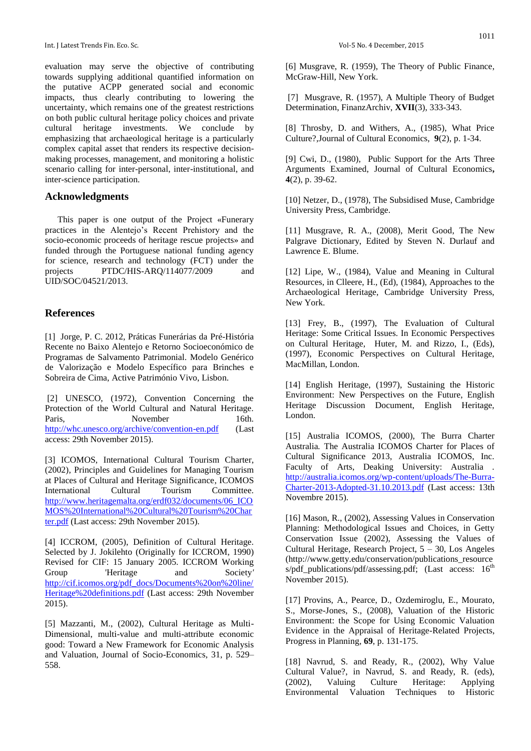evaluation may serve the objective of contributing towards supplying additional quantified information on the putative ACPP generated social and economic impacts, thus clearly contributing to lowering the uncertainty, which remains one of the greatest restrictions on both public cultural heritage policy choices and private cultural heritage investments. We conclude by emphasizing that archaeological heritage is a particularly complex capital asset that renders its respective decision-making processes, management, and monitoring a holistic scenario calling for inter-personal, inter-institutional, and inter-science participation.

## Acknowledgments

This paper is one output of the Project «Funerary practices in the Alentejo's Recent Prehistory and the socio-economic proceeds of heritage rescue projects» and funded through the Portuguese national funding agency for science, research and technology (FCT) under the projects PTDC/HIS-ARQ/114077/2009 and UID/SOC/04521/2013.

## References

[1] Jorge, P. C. 2012, Práticas Funerárias da Pré-História Recente no Baixo Alentejo e Retorno Socioeconómico de Programas de Salvamento Patrimonial. Modelo Genérico de Valorização e Modelo Específico para Brinches e Sobreira de Cima, Active Património Vivo, Lisbon.

[2] UNESCO, (1972), Convention Concerning the Protection of the World Cultural and Natural Heritage. Paris, November 16th. http://whc.unesco.org/archive/convention-en.pdf (Last access: 29th November 2015).

[3] ICOMOS, International Cultural Tourism Charter, (2002), Principles and Guidelines for Managing Tourism at Places of Cultural and Heritage Significance, ICOMOS International Cultural Tourism Committee. http://www.heritagemalta.org/erdf032/documents/06_ICOMOS%20International%20Cultural%20Tourism%20Charter.pdf (Last access: 29th November 2015).

[4] ICCROM, (2005), Definition of Cultural Heritage. Selected by J. Jokilehto (Originally for ICCROM, 1990) Revised for CIF: 15 January 2005. ICCROM Working Group 'Heritage and Society' http://cif.icomos.org/pdf_docs/Documents%20on%20line/Heritage%20definitions.pdf (Last access: 29th November 2015).

[5] Mazzanti, M., (2002), Cultural Heritage as Multi-Dimensional, multi-value and multi-attribute economic good: Toward a New Framework for Economic Analysis and Valuation, Journal of Socio-Economics, 31, p. 529–558.

[6] Musgrave, R. (1959), The Theory of Public Finance, McGraw-Hill, New York.

[7] Musgrave, R. (1957), A Multiple Theory of Budget Determination, FinanzArchiv, **XVII**(3), 333-343.

[8] Throsby, D. and Withers, A., (1985), What Price Culture?,Journal of Cultural Economics, **9**(2), p. 1-34.

[9] Cwi, D., (1980), Public Support for the Arts Three Arguments Examined, Journal of Cultural Economics, **4**(2), p. 39-62.

[10] Netzer, D., (1978), The Subsidised Muse, Cambridge University Press, Cambridge.

[11] Musgrave, R. A., (2008), Merit Good, The New Palgrave Dictionary, Edited by Steven N. Durlauf and Lawrence E. Blume.

[12] Lipe, W., (1984), Value and Meaning in Cultural Resources, in Clleere, H., (Ed), (1984), Approaches to the Archaeological Heritage, Cambridge University Press, New York.

[13] Frey, B., (1997), The Evaluation of Cultural Heritage: Some Critical Issues. In Economic Perspectives on Cultural Heritage, Huter, M. and Rizzo, I., (Eds), (1997), Economic Perspectives on Cultural Heritage, MacMillan, London.

[14] English Heritage, (1997), Sustaining the Historic Environment: New Perspectives on the Future, English Heritage Discussion Document, English Heritage, London.

[15] Australia ICOMOS, (2000), The Burra Charter Australia. The Australia ICOMOS Charter for Places of Cultural Significance 2013, Australia ICOMOS, Inc. Faculty of Arts, Deaking University: Australia . http://australia.icomos.org/wp-content/uploads/The-Burra-Charter-2013-Adopted-31.10.2013.pdf (Last access: 13th Novembre 2015).

[16] Mason, R., (2002), Assessing Values in Conservation Planning: Methodological Issues and Choices, in Getty Conservation Issue (2002), Assessing the Values of Cultural Heritage, Research Project, 5 – 30, Los Angeles (http://www.getty.edu/conservation/publications_resources/pdf_publications/pdf/assessing.pdf; (Last access: 16th November 2015).

[17] Provins, A., Pearce, D., Ozdemiroglu, E., Mourato, S., Morse-Jones, S., (2008), Valuation of the Historic Environment: the Scope for Using Economic Valuation Evidence in the Appraisal of Heritage-Related Projects, Progress in Planning, **69**, p. 131-175.

[18] Navrud, S. and Ready, R., (2002), Why Value Cultural Value?, in Navrud, S. and Ready, R. (eds), (2002), Valuing Culture Heritage: Applying Environmental Valuation Techniques to Historic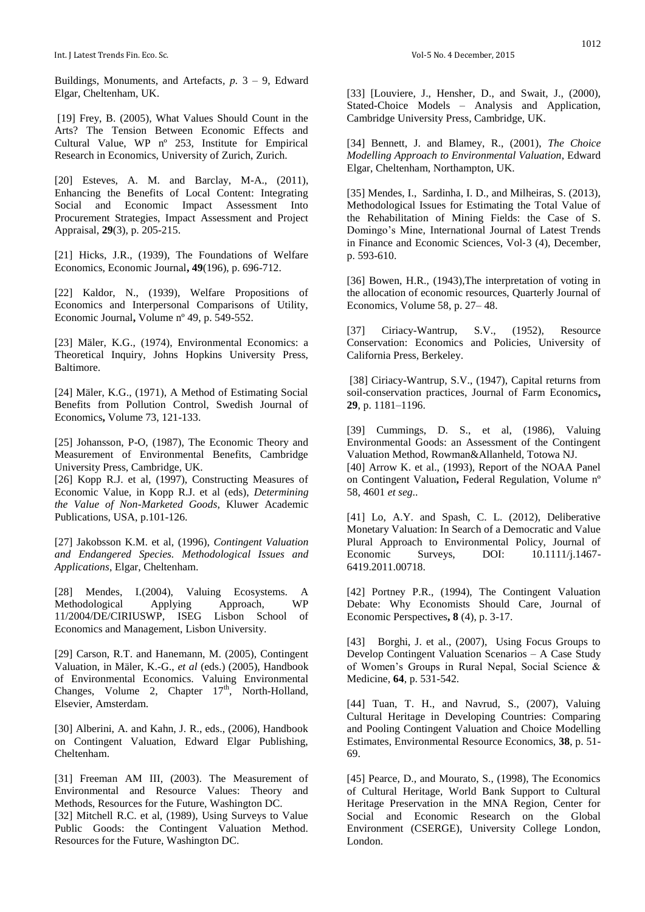Buildings, Monuments, and Artefacts, *p.* 3 – 9, Edward Elgar, Cheltenham, UK.

[19] Frey, B. (2005), What Values Should Count in the Arts? The Tension Between Economic Effects and Cultural Value, WP nº 253, Institute for Empirical Research in Economics, University of Zurich, Zurich.

[20] Esteves, A. M. and Barclay, M-A., (2011), Enhancing the Benefits of Local Content: Integrating Social and Economic Impact Assessment Into Procurement Strategies, Impact Assessment and Project Appraisal, **29**(3), p. 205-215.

[21] Hicks, J.R., (1939), The Foundations of Welfare Economics, Economic Journal**, 49**(196), p. 696-712.

[22] Kaldor, N., (1939), Welfare Propositions of Economics and Interpersonal Comparisons of Utility, Economic Journal**,** Volume nº 49, p. 549-552.

[23] Mäler, K.G., (1974), Environmental Economics: a Theoretical Inquiry, Johns Hopkins University Press, Baltimore.

[24] Mäler, K.G., (1971), A Method of Estimating Social Benefits from Pollution Control, Swedish Journal of Economics**,** Volume 73, 121-133.

[25] Johansson, P-O, (1987), The Economic Theory and Measurement of Environmental Benefits, Cambridge University Press, Cambridge, UK.

[26] Kopp R.J. et al, (1997), Constructing Measures of Economic Value, in Kopp R.J. et al (eds), *Determining the Value of Non-Marketed Goods*, Kluwer Academic Publications, USA, p.101-126.

[27] Jakobsson K.M. et al, (1996), *Contingent Valuation and Endangered Species. Methodological Issues and Applications*, Elgar, Cheltenham.

[28] Mendes, I.(2004), Valuing Ecosystems. A Methodological Applying Approach, WP 11/2004/DE/CIRIUSWP, ISEG Lisbon School of Economics and Management, Lisbon University.

[29] Carson, R.T. and Hanemann, M. (2005), Contingent Valuation, in Mäler, K.-G., *et al* (eds.) (2005), Handbook of Environmental Economics. Valuing Environmental Changes, Volume 2, Chapter 17th, North-Holland, Elsevier, Amsterdam.

[30] Alberini, A. and Kahn, J. R., eds., (2006), Handbook on Contingent Valuation, Edward Elgar Publishing, Cheltenham.

[31] Freeman AM III, (2003). The Measurement of Environmental and Resource Values: Theory and Methods, Resources for the Future, Washington DC.

[32] Mitchell R.C. et al, (1989), Using Surveys to Value Public Goods: the Contingent Valuation Method. Resources for the Future, Washington DC.

[33] [Louviere, J., Hensher, D., and Swait, J., (2000), Stated-Choice Models – Analysis and Application, Cambridge University Press, Cambridge, UK.

[34] Bennett, J. and Blamey, R., (2001), *The Choice Modelling Approach to Environmental Valuation*, Edward Elgar, Cheltenham, Northampton, UK.

[35] Mendes, I., Sardinha, I. D., and Milheiras, S. (2013), Methodological Issues for Estimating the Total Value of the Rehabilitation of Mining Fields: the Case of S. Domingo's Mine, International Journal of Latest Trends in Finance and Economic Sciences, Vol-3 (4), December, p. 593-610.

[36] Bowen, H.R., (1943),The interpretation of voting in the allocation of economic resources, Quarterly Journal of Economics, Volume 58, p. 27– 48.

[37] Ciriacy-Wantrup, S.V., (1952), Resource Conservation: Economics and Policies, University of California Press, Berkeley.

[38] Ciriacy-Wantrup, S.V., (1947), Capital returns from soil-conservation practices, Journal of Farm Economics**, 29**, p. 1181–1196.

[39] Cummings, D. S., et al, (1986), Valuing Environmental Goods: an Assessment of the Contingent Valuation Method, Rowman&Allanheld, Totowa NJ.

[40] Arrow K. et al., (1993), Report of the NOAA Panel on Contingent Valuation**,** Federal Regulation, Volume nº 58, 4601 *et seg*..

[41] Lo, A.Y. and Spash, C. L. (2012), Deliberative Monetary Valuation: In Search of a Democratic and Value Plural Approach to Environmental Policy, Journal of Economic Surveys, DOI: 10.1111/j.1467-6419.2011.00718.

[42] Portney P.R., (1994), The Contingent Valuation Debate: Why Economists Should Care, Journal of Economic Perspectives**, 8** (4), p. 3-17.

[43] Borghi, J. et al., (2007), Using Focus Groups to Develop Contingent Valuation Scenarios – A Case Study of Women's Groups in Rural Nepal, Social Science & Medicine, **64**, p. 531-542.

[44] Tuan, T. H., and Navrud, S., (2007), Valuing Cultural Heritage in Developing Countries: Comparing and Pooling Contingent Valuation and Choice Modelling Estimates, Environmental Resource Economics, **38**, p. 51-69.

[45] Pearce, D., and Mourato, S., (1998), The Economics of Cultural Heritage, World Bank Support to Cultural Heritage Preservation in the MNA Region, Center for Social and Economic Research on the Global Environment (CSERGE), University College London, London.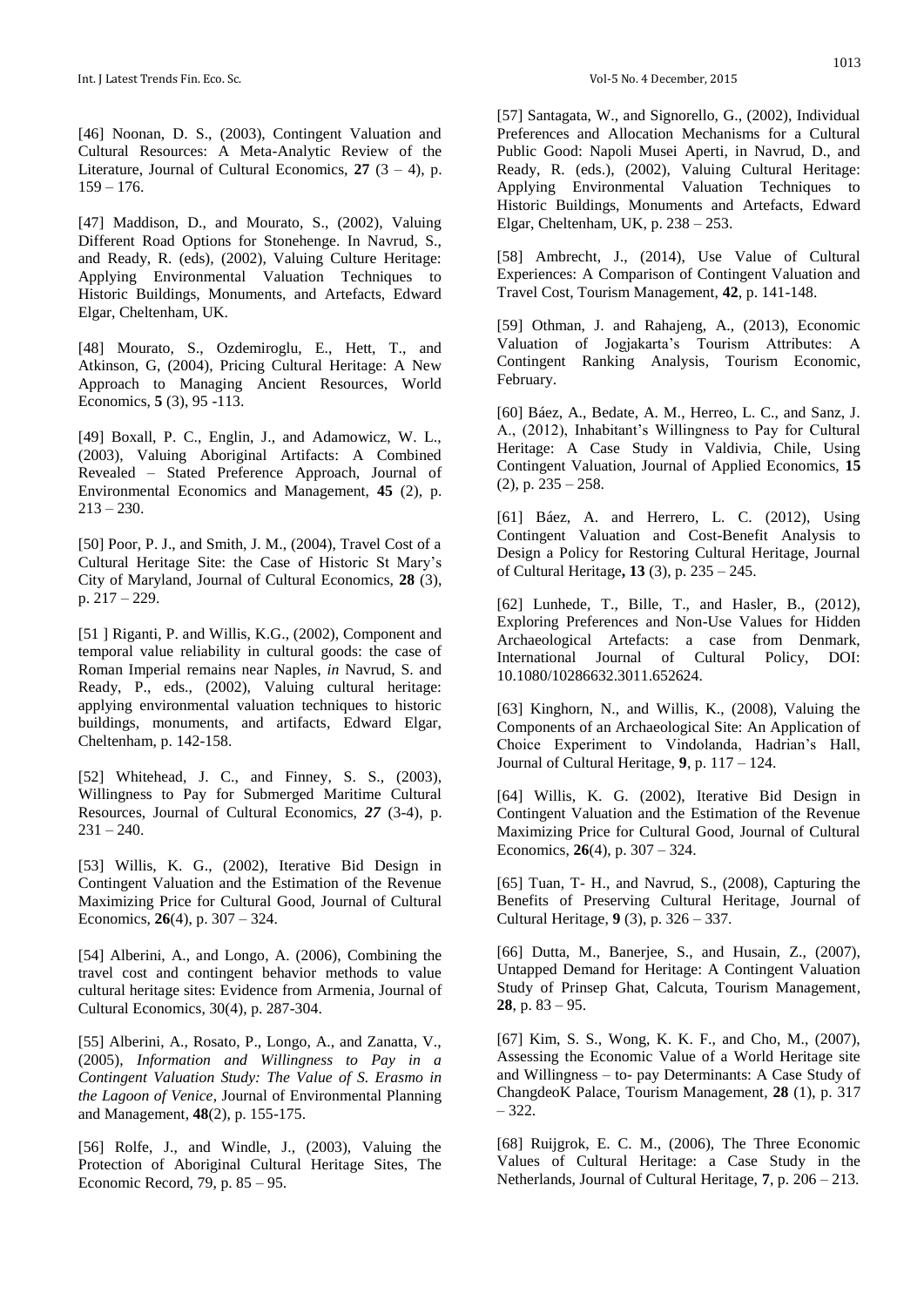[46] Noonan, D. S., (2003), Contingent Valuation and Cultural Resources: A Meta-Analytic Review of the Literature, Journal of Cultural Economics, **27** (3 – 4), p. 159 – 176.

[47] Maddison, D., and Mourato, S., (2002), Valuing Different Road Options for Stonehenge. In Navrud, S., and Ready, R. (eds), (2002), Valuing Culture Heritage: Applying Environmental Valuation Techniques to Historic Buildings, Monuments, and Artefacts, Edward Elgar, Cheltenham, UK.

[48] Mourato, S., Ozdemiroglu, E., Hett, T., and Atkinson, G, (2004), Pricing Cultural Heritage: A New Approach to Managing Ancient Resources, World Economics, **5** (3), 95 -113.

[49] Boxall, P. C., Englin, J., and Adamowicz, W. L., (2003), Valuing Aboriginal Artifacts: A Combined Revealed – Stated Preference Approach, Journal of Environmental Economics and Management, **45** (2), p. 213 – 230.

[50] Poor, P. J., and Smith, J. M., (2004), Travel Cost of a Cultural Heritage Site: the Case of Historic St Mary's City of Maryland, Journal of Cultural Economics, **28** (3), p. 217 – 229.

[51 ] Riganti, P. and Willis, K.G., (2002), Component and temporal value reliability in cultural goods: the case of Roman Imperial remains near Naples, *in* Navrud, S. and Ready, P., eds., (2002), Valuing cultural heritage: applying environmental valuation techniques to historic buildings, monuments, and artifacts, Edward Elgar, Cheltenham, p. 142-158.

[52] Whitehead, J. C., and Finney, S. S., (2003), Willingness to Pay for Submerged Maritime Cultural Resources, Journal of Cultural Economics, ***27*** (3-4), p. 231 – 240.

[53] Willis, K. G., (2002), Iterative Bid Design in Contingent Valuation and the Estimation of the Revenue Maximizing Price for Cultural Good, Journal of Cultural Economics, **26**(4), p. 307 – 324.

[54] Alberini, A., and Longo, A. (2006), Combining the travel cost and contingent behavior methods to value cultural heritage sites: Evidence from Armenia, Journal of Cultural Economics, 30(4), p. 287-304.

[55] Alberini, A., Rosato, P., Longo, A., and Zanatta, V., (2005), *Information and Willingness to Pay in a Contingent Valuation Study: The Value of S. Erasmo in the Lagoon of Venice*, Journal of Environmental Planning and Management, **48**(2), p. 155-175.

[56] Rolfe, J., and Windle, J., (2003), Valuing the Protection of Aboriginal Cultural Heritage Sites, The Economic Record, 79, p. 85 – 95.

[57] Santagata, W., and Signorello, G., (2002), Individual Preferences and Allocation Mechanisms for a Cultural Public Good: Napoli Musei Aperti, in Navrud, D., and Ready, R. (eds.), (2002), Valuing Cultural Heritage: Applying Environmental Valuation Techniques to Historic Buildings, Monuments and Artefacts, Edward Elgar, Cheltenham, UK, p. 238 – 253.

[58] Ambrecht, J., (2014), Use Value of Cultural Experiences: A Comparison of Contingent Valuation and Travel Cost, Tourism Management, **42**, p. 141-148.

[59] Othman, J. and Rahajeng, A., (2013), Economic Valuation of Jogjakarta's Tourism Attributes: A Contingent Ranking Analysis, Tourism Economic, February.

[60] Báez, A., Bedate, A. M., Herreo, L. C., and Sanz, J. A., (2012), Inhabitant's Willingness to Pay for Cultural Heritage: A Case Study in Valdivia, Chile, Using Contingent Valuation, Journal of Applied Economics, **15** (2), p. 235 – 258.

[61] Báez, A. and Herrero, L. C. (2012), Using Contingent Valuation and Cost-Benefit Analysis to Design a Policy for Restoring Cultural Heritage, Journal of Cultural Heritage**, 13** (3), p. 235 – 245.

[62] Lunhede, T., Bille, T., and Hasler, B., (2012), Exploring Preferences and Non-Use Values for Hidden Archaeological Artefacts: a case from Denmark, International Journal of Cultural Policy, DOI: 10.1080/10286632.3011.652624.

[63] Kinghorn, N., and Willis, K., (2008), Valuing the Components of an Archaeological Site: An Application of Choice Experiment to Vindolanda, Hadrian's Hall, Journal of Cultural Heritage, **9**, p. 117 – 124.

[64] Willis, K. G. (2002), Iterative Bid Design in Contingent Valuation and the Estimation of the Revenue Maximizing Price for Cultural Good, Journal of Cultural Economics, **26**(4), p. 307 – 324.

[65] Tuan, T- H., and Navrud, S., (2008), Capturing the Benefits of Preserving Cultural Heritage, Journal of Cultural Heritage, **9** (3), p. 326 – 337.

[66] Dutta, M., Banerjee, S., and Husain, Z., (2007), Untapped Demand for Heritage: A Contingent Valuation Study of Prinsep Ghat, Calcuta, Tourism Management, **28**, p. 83 – 95.

[67] Kim, S. S., Wong, K. K. F., and Cho, M., (2007), Assessing the Economic Value of a World Heritage site and Willingness – to- pay Determinants: A Case Study of ChangdeoK Palace, Tourism Management, **28** (1), p. 317 – 322.

[68] Ruijgrok, E. C. M., (2006), The Three Economic Values of Cultural Heritage: a Case Study in the Netherlands, Journal of Cultural Heritage, **7**, p. 206 – 213.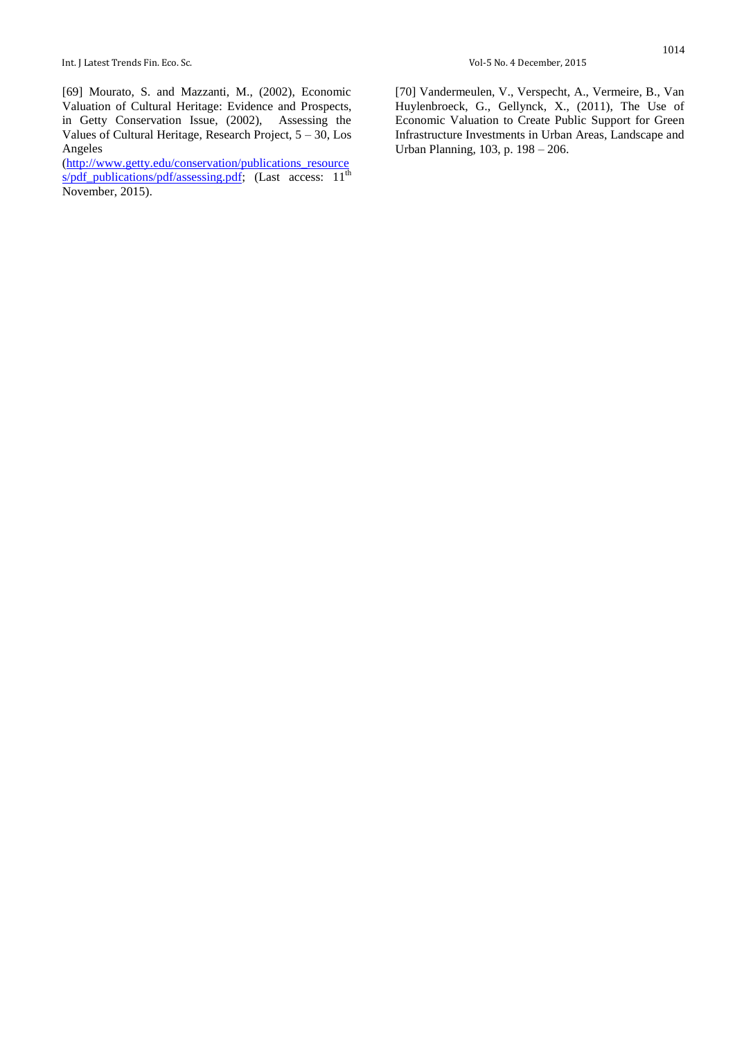[69] Mourato, S. and Mazzanti, M., (2002), Economic Valuation of Cultural Heritage: Evidence and Prospects, in Getty Conservation Issue, (2002), Assessing the Values of Cultural Heritage, Research Project, 5 – 30, Los Angeles (http://www.getty.edu/conservation/publications_resources/pdf_publications/pdf/assessing.pdf; (Last access: 11th November, 2015).

[70] Vandermeulen, V., Verspecht, A., Vermeire, B., Van Huylenbroeck, G., Gellynck, X., (2011), The Use of Economic Valuation to Create Public Support for Green Infrastructure Investments in Urban Areas, Landscape and Urban Planning, 103, p. 198 – 206.